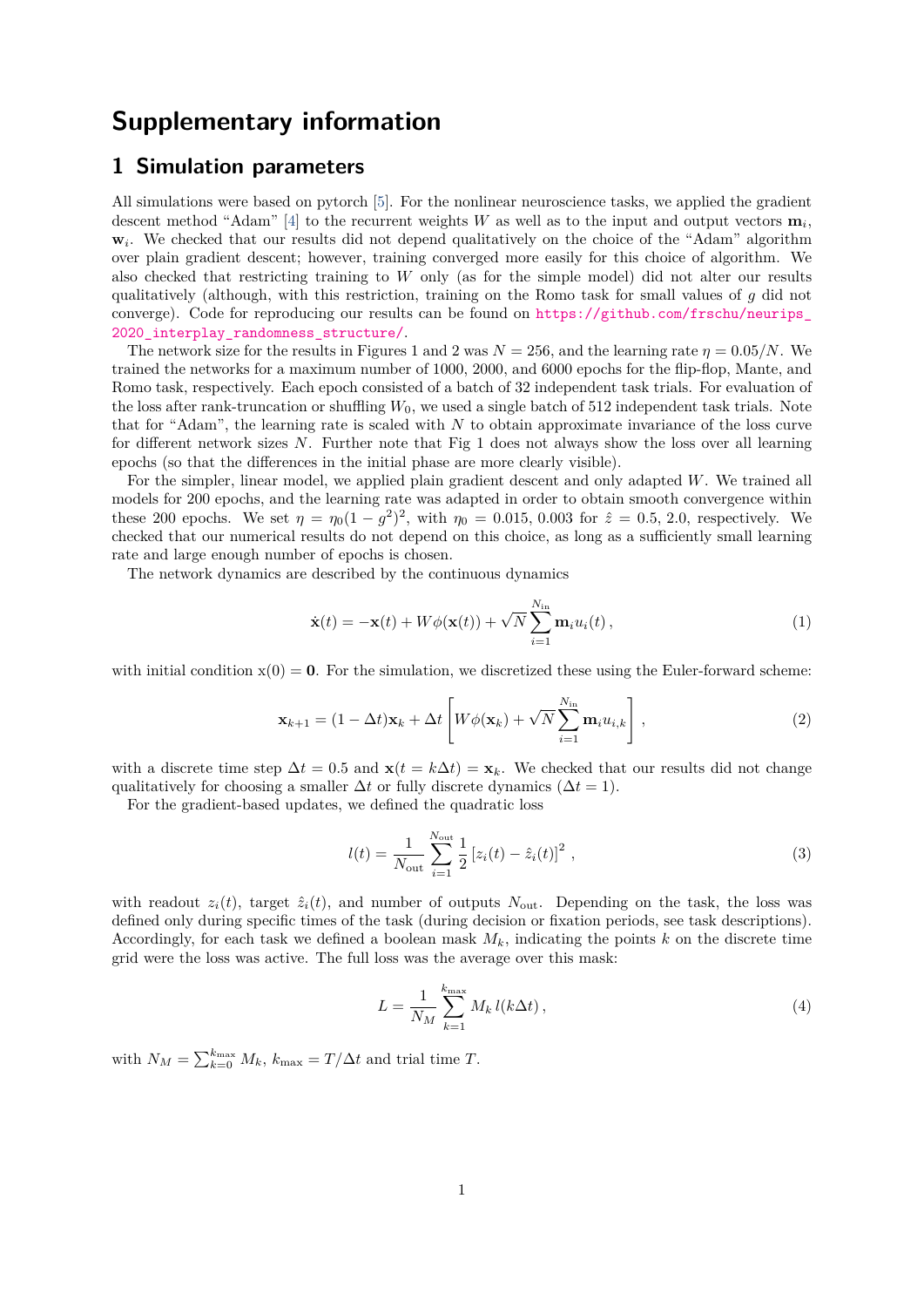# Supplementary information

## 1 Simulation parameters

All simulations were based on pytorch [5]. For the nonlinear neuroscience tasks, we applied the gradient descent method "Adam" [4] to the recurrent weights $W$ as well as to the input and output vectors $\mathbf{m}_i$, $\mathbf{w}_i$. We checked that our results did not depend qualitatively on the choice of the "Adam" algorithm over plain gradient descent; however, training converged more easily for this choice of algorithm. We also checked that restricting training to $W$ only (as for the simple model) did not alter our results qualitatively (although, with this restriction, training on the Romo task for small values of $g$ did not converge). Code for reproducing our results can be found on https://github.com/frschu/neurips_2020_interplay_randomness_structure/.

The network size for the results in Figures 1 and 2 was $N = 256$, and the learning rate $\eta = 0.05/N$. We trained the networks for a maximum number of 1000, 2000, and 6000 epochs for the flip-flop, Mante, and Romo task, respectively. Each epoch consisted of a batch of 32 independent task trials. For evaluation of the loss after rank-truncation or shuffling $W_0$, we used a single batch of 512 independent task trials. Note that for "Adam", the learning rate is scaled with $N$ to obtain approximate invariance of the loss curve for different network sizes $N$. Further note that Fig 1 does not always show the loss over all learning epochs (so that the differences in the initial phase are more clearly visible).

For the simpler, linear model, we applied plain gradient descent and only adapted $W$. We trained all models for 200 epochs, and the learning rate was adapted in order to obtain smooth convergence within these 200 epochs. We set $\eta = \eta_0(1-g^2)^2$, with $\eta_0 = 0.015, 0.003$ for $\hat{z} = 0.5, 2.0$, respectively. We checked that our numerical results do not depend on this choice, as long as a sufficiently small learning rate and large enough number of epochs is chosen.

The network dynamics are described by the continuous dynamics

$$\dot{\mathbf{x}}(t) = -\mathbf{x}(t) + W\phi(\mathbf{x}(t)) + \sqrt{N}\sum_{i=1}^{N_{\text{in}}} \mathbf{m}_i u_i(t)\,, \tag{1}$$

with initial condition $\mathrm{x}(0) = \mathbf{0}$. For the simulation, we discretized these using the Euler-forward scheme:

$$\mathbf{x}_{k+1} = (1-\Delta t)\mathbf{x}_k + \Delta t\left[W\phi(\mathbf{x}_k) + \sqrt{N}\sum_{i=1}^{N_{\text{in}}} \mathbf{m}_i u_{i,k}\right]\,, \tag{2}$$

with a discrete time step $\Delta t = 0.5$ and $\mathbf{x}(t = k\Delta t) = \mathbf{x}_k$. We checked that our results did not change qualitatively for choosing a smaller $\Delta t$ or fully discrete dynamics ($\Delta t = 1$).

For the gradient-based updates, we defined the quadratic loss

$$l(t) = \frac{1}{N_{\text{out}}}\sum_{i=1}^{N_{\text{out}}} \frac{1}{2}\left[z_i(t) - \hat{z}_i(t)\right]^2\,, \tag{3}$$

with readout $z_i(t)$, target $\hat{z}_i(t)$, and number of outputs $N_{\text{out}}$. Depending on the task, the loss was defined only during specific times of the task (during decision or fixation periods, see task descriptions). Accordingly, for each task we defined a boolean mask $M_k$, indicating the points $k$ on the discrete time grid were the loss was active. The full loss was the average over this mask:

$$L = \frac{1}{N_M}\sum_{k=1}^{k_{\max}} M_k\, l(k\Delta t)\,, \tag{4}$$

with $N_M = \sum_{k=0}^{k_{\max}} M_k$, $k_{\max} = T/\Delta t$ and trial time $T$.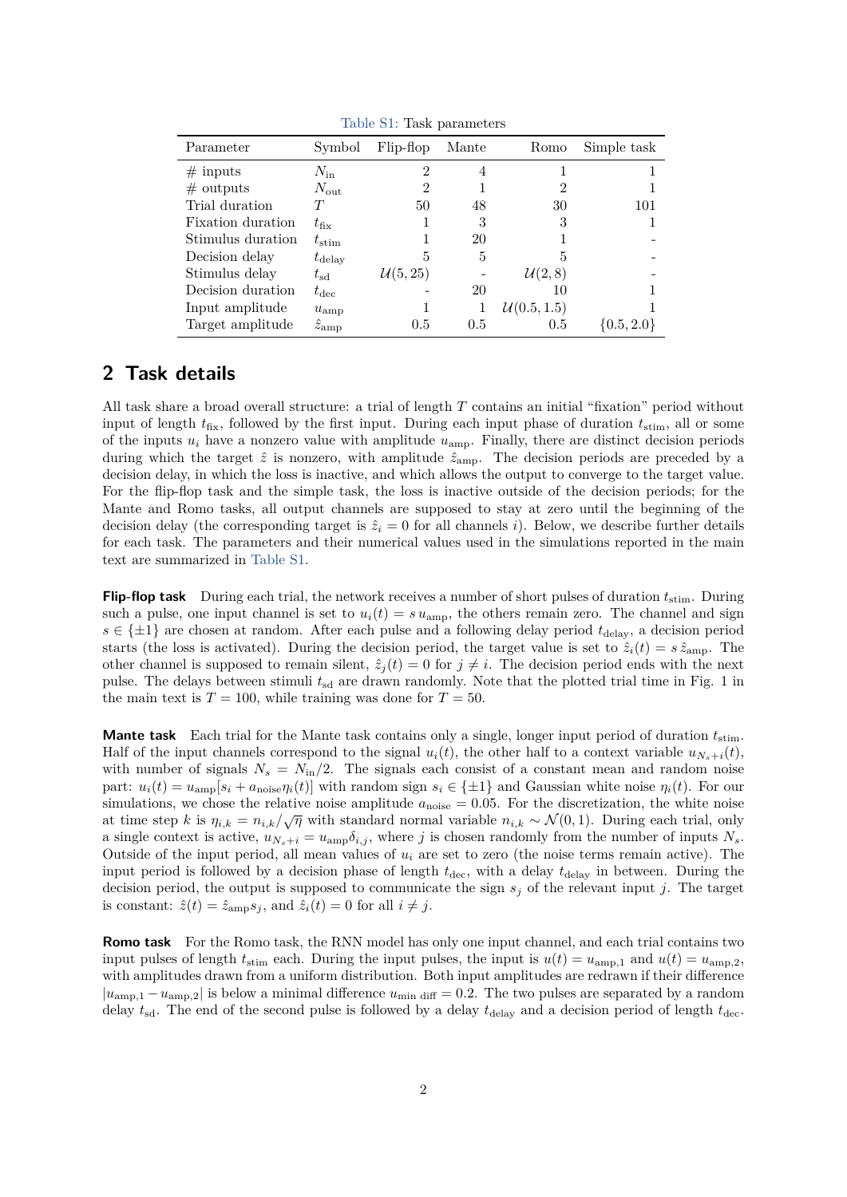Table S1: Task parameters

| Parameter | Symbol | Flip-flop | Mante | Romo | Simple task |
|---|---|---|---|---|---|
| # inputs | $N_{\mathrm{in}}$ | 2 | 4 | 1 | 1 |
| # outputs | $N_{\mathrm{out}}$ | 2 | 1 | 2 | 1 |
| Trial duration | $T$ | 50 | 48 | 30 | 101 |
| Fixation duration | $t_{\mathrm{fix}}$ | 1 | 3 | 3 | 1 |
| Stimulus duration | $t_{\mathrm{stim}}$ | 1 | 20 | 1 | - |
| Decision delay | $t_{\mathrm{delay}}$ | 5 | 5 | 5 | - |
| Stimulus delay | $t_{\mathrm{sd}}$ | $\mathcal{U}(5, 25)$ | - | $\mathcal{U}(2, 8)$ | - |
| Decision duration | $t_{\mathrm{dec}}$ | - | 20 | 10 | 1 |
| Input amplitude | $u_{\mathrm{amp}}$ | 1 | 1 | $\mathcal{U}(0.5, 1.5)$ | 1 |
| Target amplitude | $\hat{z}_{\mathrm{amp}}$ | 0.5 | 0.5 | 0.5 | $\{0.5, 2.0\}$ |

## 2 Task details

All task share a broad overall structure: a trial of length $T$ contains an initial "fixation" period without input of length $t_{\mathrm{fix}}$, followed by the first input. During each input phase of duration $t_{\mathrm{stim}}$, all or some of the inputs $u_i$ have a nonzero value with amplitude $u_{\mathrm{amp}}$. Finally, there are distinct decision periods during which the target $\hat{z}$ is nonzero, with amplitude $\hat{z}_{\mathrm{amp}}$. The decision periods are preceded by a decision delay, in which the loss is inactive, and which allows the output to converge to the target value. For the flip-flop task and the simple task, the loss is inactive outside of the decision periods; for the Mante and Romo tasks, all output channels are supposed to stay at zero until the beginning of the decision delay (the corresponding target is $\hat{z}_i = 0$ for all channels $i$). Below, we describe further details for each task. The parameters and their numerical values used in the simulations reported in the main text are summarized in Table S1.

**Flip-flop task** During each trial, the network receives a number of short pulses of duration $t_{\mathrm{stim}}$. During such a pulse, one input channel is set to $u_i(t) = s\, u_{\mathrm{amp}}$, the others remain zero. The channel and sign $s \in \{\pm 1\}$ are chosen at random. After each pulse and a following delay period $t_{\mathrm{delay}}$, a decision period starts (the loss is activated). During the decision period, the target value is set to $\hat{z}_i(t) = s\, \hat{z}_{\mathrm{amp}}$. The other channel is supposed to remain silent, $\hat{z}_j(t) = 0$ for $j \neq i$. The decision period ends with the next pulse. The delays between stimuli $t_{\mathrm{sd}}$ are drawn randomly. Note that the plotted trial time in Fig. 1 in the main text is $T = 100$, while training was done for $T = 50$.

**Mante task** Each trial for the Mante task contains only a single, longer input period of duration $t_{\mathrm{stim}}$. Half of the input channels correspond to the signal $u_i(t)$, the other half to a context variable $u_{N_s+i}(t)$, with number of signals $N_s = N_{\mathrm{in}}/2$. The signals each consist of a constant mean and random noise part: $u_i(t) = u_{\mathrm{amp}}[s_i + a_{\mathrm{noise}}\eta_i(t)]$ with random sign $s_i \in \{\pm 1\}$ and Gaussian white noise $\eta_i(t)$. For our simulations, we chose the relative noise amplitude $a_{\mathrm{noise}} = 0.05$. For the discretization, the white noise at time step $k$ is $\eta_{i,k} = n_{i,k}/\sqrt{\eta}$ with standard normal variable $n_{i,k} \sim \mathcal{N}(0, 1)$. During each trial, only a single context is active, $u_{N_s+i} = u_{\mathrm{amp}}\delta_{i,j}$, where $j$ is chosen randomly from the number of inputs $N_s$. Outside of the input period, all mean values of $u_i$ are set to zero (the noise terms remain active). The input period is followed by a decision phase of length $t_{\mathrm{dec}}$, with a delay $t_{\mathrm{delay}}$ in between. During the decision period, the output is supposed to communicate the sign $s_j$ of the relevant input $j$. The target is constant: $\hat{z}(t) = \hat{z}_{\mathrm{amp}}s_j$, and $\hat{z}_i(t) = 0$ for all $i \neq j$.

**Romo task** For the Romo task, the RNN model has only one input channel, and each trial contains two input pulses of length $t_{\mathrm{stim}}$ each. During the input pulses, the input is $u(t) = u_{\mathrm{amp},1}$ and $u(t) = u_{\mathrm{amp},2}$, with amplitudes drawn from a uniform distribution. Both input amplitudes are redrawn if their difference $|u_{\mathrm{amp},1} - u_{\mathrm{amp},2}|$ is below a minimal difference $u_{\mathrm{min\ diff}} = 0.2$. The two pulses are separated by a random delay $t_{\mathrm{sd}}$. The end of the second pulse is followed by a delay $t_{\mathrm{delay}}$ and a decision period of length $t_{\mathrm{dec}}$.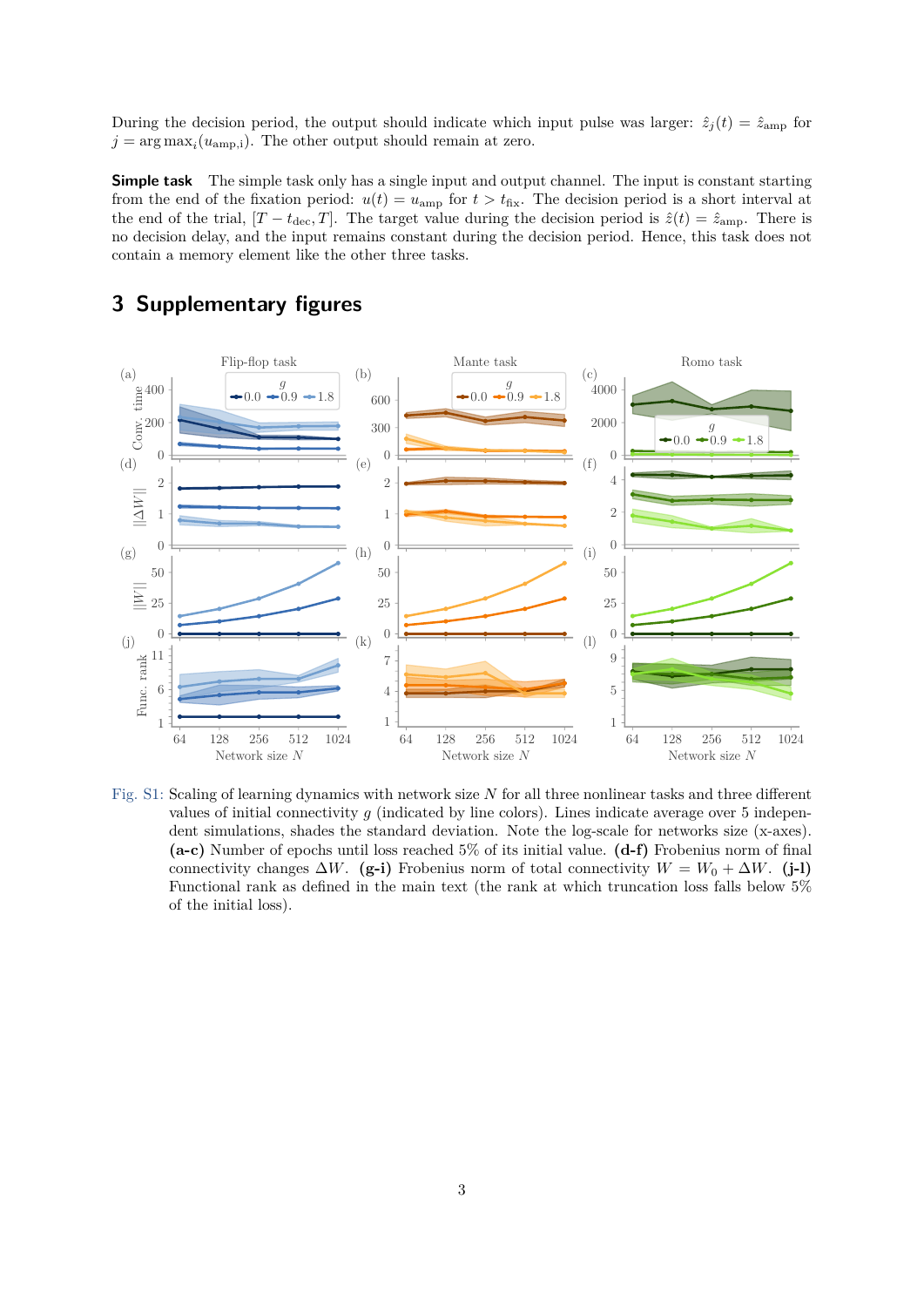During the decision period, the output should indicate which input pulse was larger: $\hat{z}_j(t) = \hat{z}_{\text{amp}}$ for $j = \arg\max_i(u_{\text{amp},i})$. The other output should remain at zero.

**Simple task** The simple task only has a single input and output channel. The input is constant starting from the end of the fixation period: $u(t) = u_{\text{amp}}$ for $t > t_{\text{fix}}$. The decision period is a short interval at the end of the trial, $[T - t_{\text{dec}}, T]$. The target value during the decision period is $\hat{z}(t) = \hat{z}_{\text{amp}}$. There is no decision delay, and the input remains constant during the decision period. Hence, this task does not contain a memory element like the other three tasks.

## 3 Supplementary figures

Fig. S1: Scaling of learning dynamics with network size $N$ for all three nonlinear tasks and three different values of initial connectivity $g$ (indicated by line colors). Lines indicate average over 5 independent simulations, shades the standard deviation. Note the log-scale for networks size (x-axes). **(a-c)** Number of epochs until loss reached 5% of its initial value. **(d-f)** Frobenius norm of final connectivity changes $\Delta W$. **(g-i)** Frobenius norm of total connectivity $W = W_0 + \Delta W$. **(j-l)** Functional rank as defined in the main text (the rank at which truncation loss falls below 5% of the initial loss).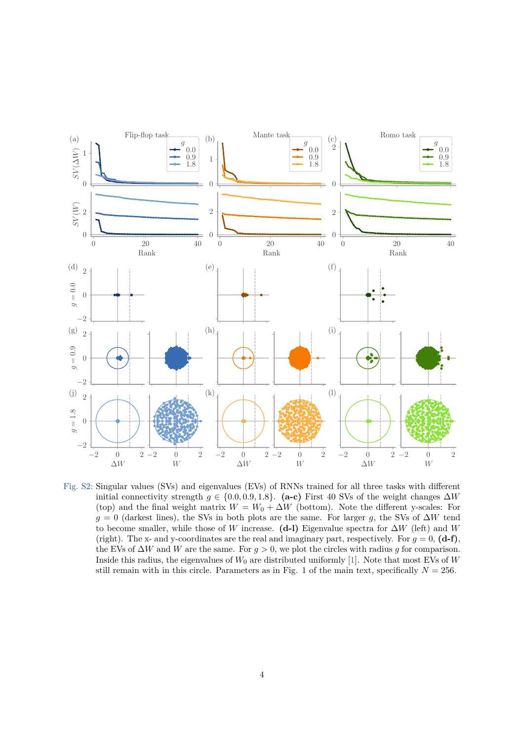Fig. S2: Singular values (SVs) and eigenvalues (EVs) of RNNs trained for all three tasks with different initial connectivity strength $g \in \{0.0, 0.9, 1.8\}$. **(a-c)** First 40 SVs of the weight changes $\Delta W$ (top) and the final weight matrix $W = W_0 + \Delta W$ (bottom). Note the different y-scales: For $g = 0$ (darkest lines), the SVs in both plots are the same. For larger $g$, the SVs of $\Delta W$ tend to become smaller, while those of $W$ increase. **(d-l)** Eigenvalue spectra for $\Delta W$ (left) and $W$ (right). The x- and y-coordinates are the real and imaginary part, respectively. For $g = 0$, **(d-f)**, the EVs of $\Delta W$ and $W$ are the same. For $g > 0$, we plot the circles with radius $g$ for comparison. Inside this radius, the eigenvalues of $W_0$ are distributed uniformly [1]. Note that most EVs of $W$ still remain with in this circle. Parameters as in Fig. 1 of the main text, specifically $N = 256$.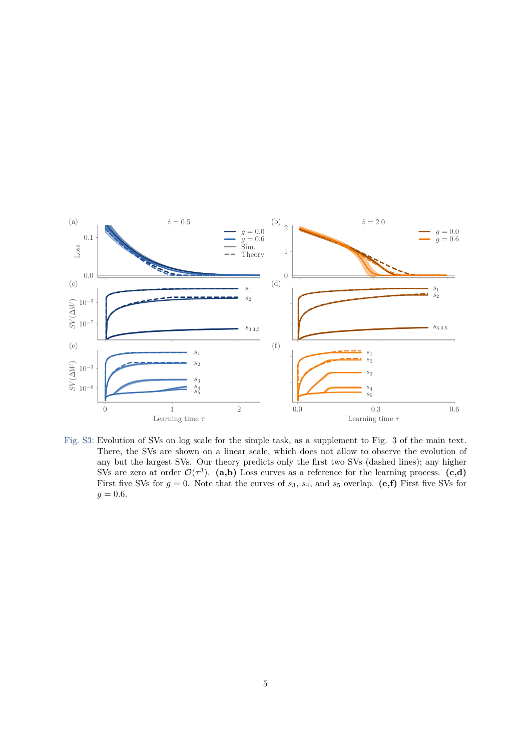Fig. S3: Evolution of SVs on log scale for the simple task, as a supplement to Fig. 3 of the main text. There, the SVs are shown on a linear scale, which does not allow to observe the evolution of any but the largest SVs. Our theory predicts only the first two SVs (dashed lines); any higher SVs are zero at order $\mathcal{O}(\tau^3)$. **(a,b)** Loss curves as a reference for the learning process. **(c,d)** First five SVs for $g = 0$. Note that the curves of $s_3$, $s_4$, and $s_5$ overlap. **(e,f)** First five SVs for $g = 0.6$.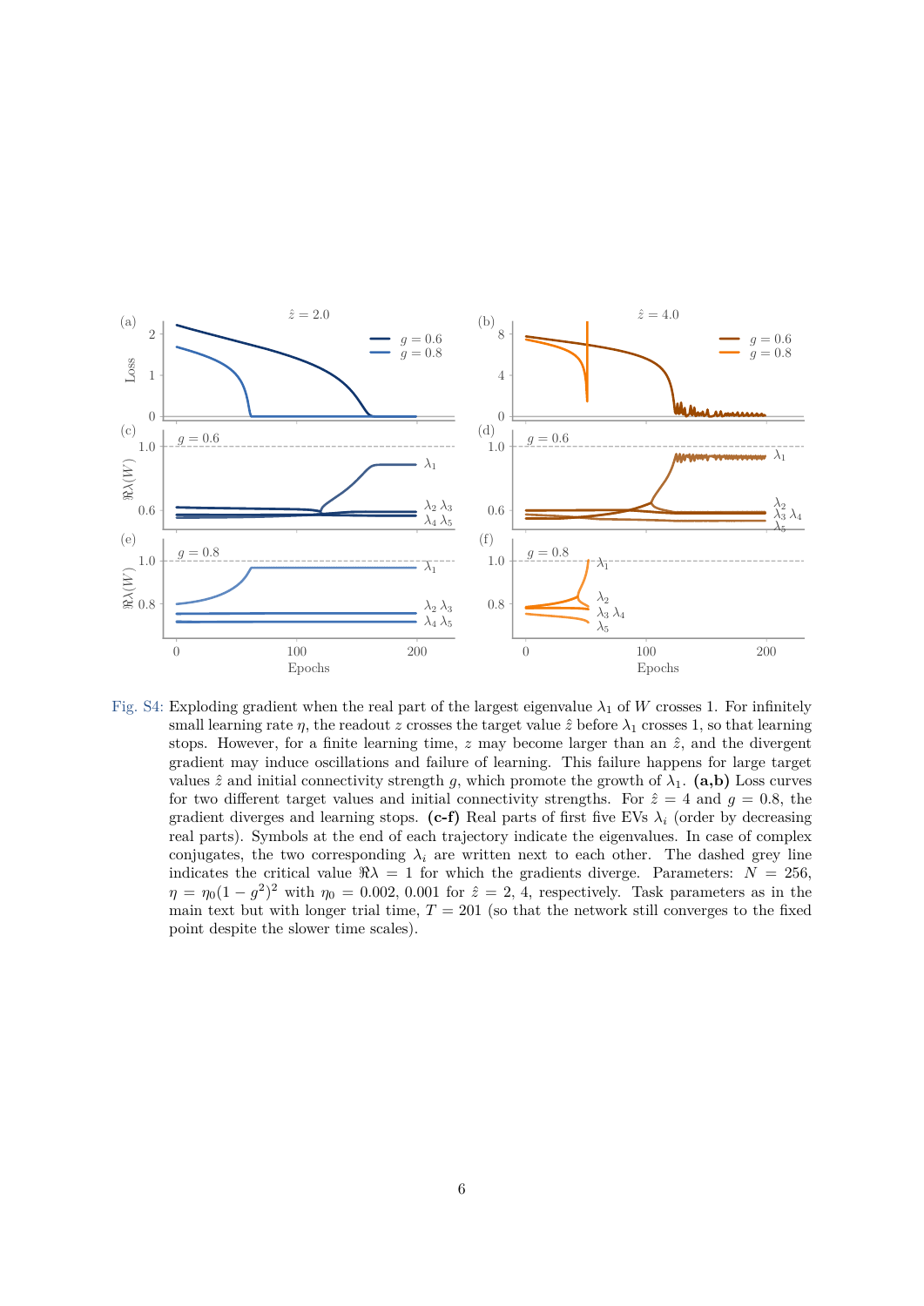Fig. S4: Exploding gradient when the real part of the largest eigenvalue $\lambda_1$ of $W$ crosses 1. For infinitely small learning rate $\eta$, the readout $z$ crosses the target value $\hat{z}$ before $\lambda_1$ crosses 1, so that learning stops. However, for a finite learning time, $z$ may become larger than an $\hat{z}$, and the divergent gradient may induce oscillations and failure of learning. This failure happens for large target values $\hat{z}$ and initial connectivity strength $g$, which promote the growth of $\lambda_1$. **(a,b)** Loss curves for two different target values and initial connectivity strengths. For $\hat{z} = 4$ and $g = 0.8$, the gradient diverges and learning stops. **(c-f)** Real parts of first five EVs $\lambda_i$ (order by decreasing real parts). Symbols at the end of each trajectory indicate the eigenvalues. In case of complex conjugates, the two corresponding $\lambda_i$ are written next to each other. The dashed grey line indicates the critical value $\Re\lambda = 1$ for which the gradients diverge. Parameters: $N = 256$, $\eta = \eta_0(1 - g^2)^2$ with $\eta_0 = 0.002, 0.001$ for $\hat{z} = 2, 4$, respectively. Task parameters as in the main text but with longer trial time, $T = 201$ (so that the network still converges to the fixed point despite the slower time scales).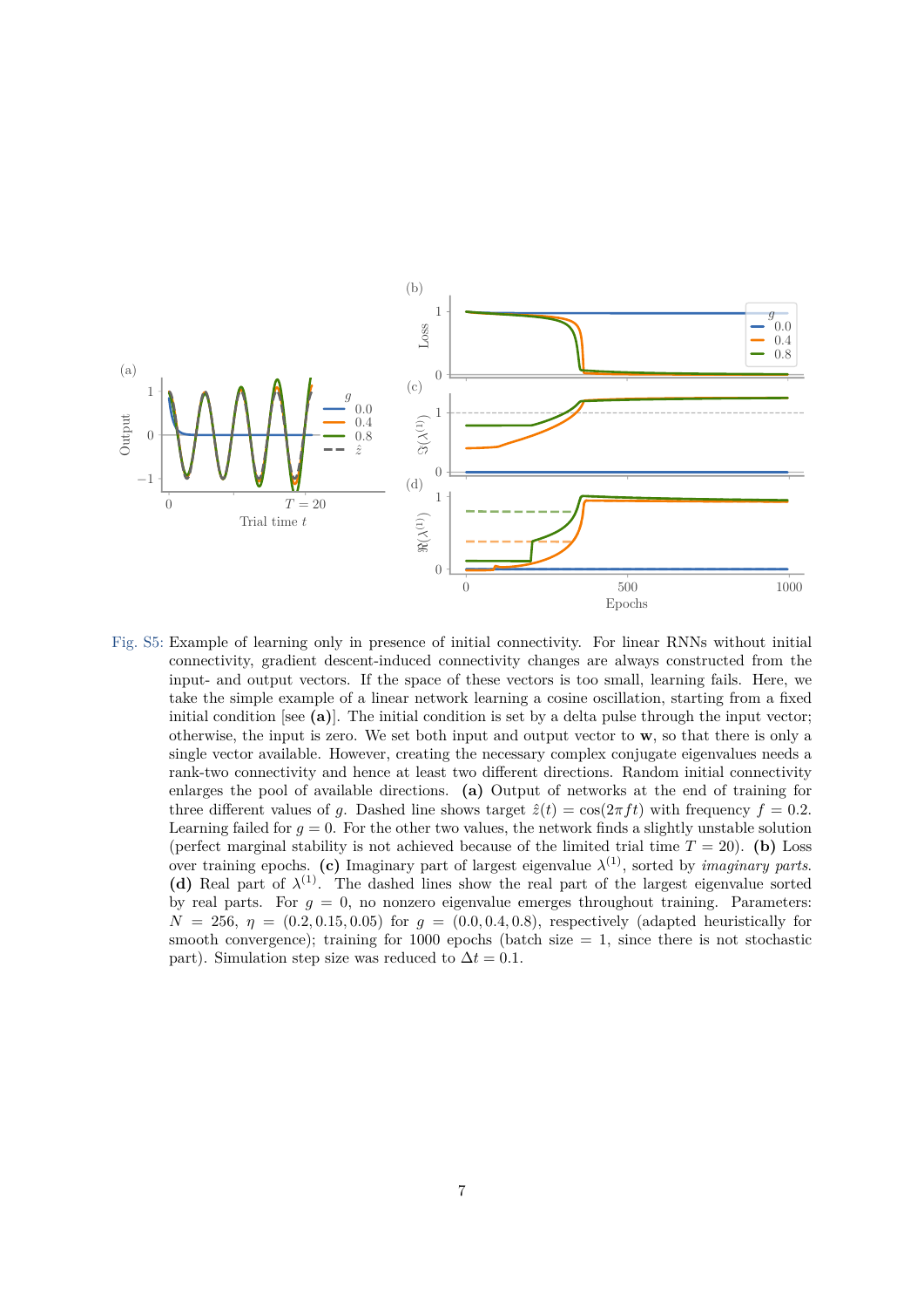Fig. S5: Example of learning only in presence of initial connectivity. For linear RNNs without initial connectivity, gradient descent-induced connectivity changes are always constructed from the input- and output vectors. If the space of these vectors is too small, learning fails. Here, we take the simple example of a linear network learning a cosine oscillation, starting from a fixed initial condition [see **(a)**]. The initial condition is set by a delta pulse through the input vector; otherwise, the input is zero. We set both input and output vector to $\mathbf{w}$, so that there is only a single vector available. However, creating the necessary complex conjugate eigenvalues needs a rank-two connectivity and hence at least two different directions. Random initial connectivity enlarges the pool of available directions. **(a)** Output of networks at the end of training for three different values of $g$. Dashed line shows target $\hat{z}(t) = \cos(2\pi f t)$ with frequency $f = 0.2$. Learning failed for $g = 0$. For the other two values, the network finds a slightly unstable solution (perfect marginal stability is not achieved because of the limited trial time $T = 20$). **(b)** Loss over training epochs. **(c)** Imaginary part of largest eigenvalue $\lambda^{(1)}$, sorted by *imaginary parts*. **(d)** Real part of $\lambda^{(1)}$. The dashed lines show the real part of the largest eigenvalue sorted by real parts. For $g = 0$, no nonzero eigenvalue emerges throughout training. Parameters: $N = 256$, $\eta = (0.2, 0.15, 0.05)$ for $g = (0.0, 0.4, 0.8)$, respectively (adapted heuristically for smooth convergence); training for 1000 epochs (batch size = 1, since there is not stochastic part). Simulation step size was reduced to $\Delta t = 0.1$.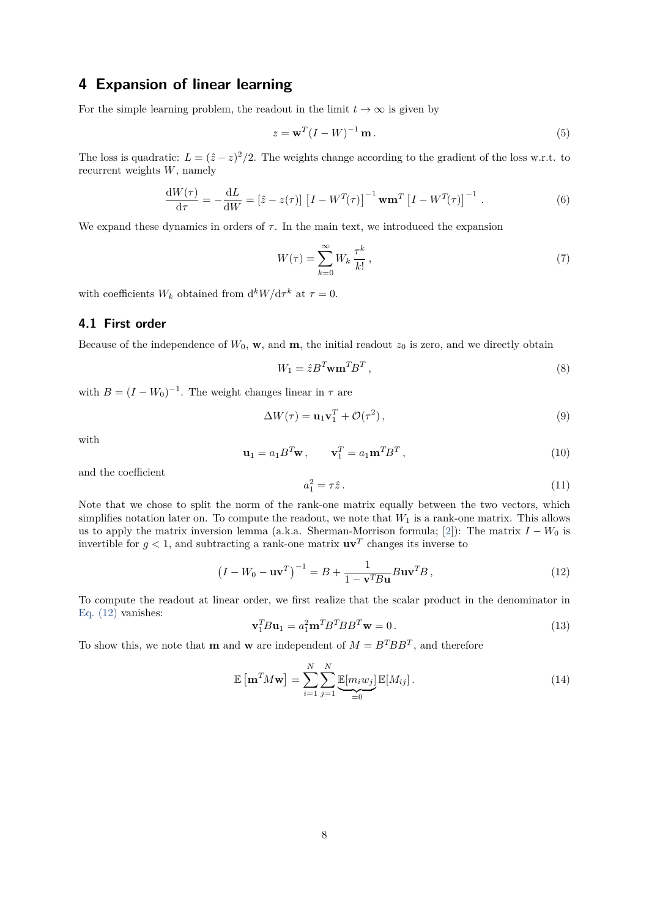# 4 Expansion of linear learning

For the simple learning problem, the readout in the limit $t \to \infty$ is given by

$$z = \mathbf{w}^T (I - W)^{-1} \mathbf{m} \,. \tag{5}$$

The loss is quadratic: $L = (\hat{z} - z)^2/2$. The weights change according to the gradient of the loss w.r.t. to recurrent weights $W$, namely

$$\frac{\mathrm{d}W(\tau)}{\mathrm{d}\tau} = -\frac{\mathrm{d}L}{\mathrm{d}W} = [\hat{z} - z(\tau)] \left[I - W^T(\tau)\right]^{-1} \mathbf{w}\mathbf{m}^T \left[I - W^T(\tau)\right]^{-1} \,. \tag{6}$$

We expand these dynamics in orders of $\tau$. In the main text, we introduced the expansion

$$W(\tau) = \sum_{k=0}^{\infty} W_k \, \frac{\tau^k}{k!} \,, \tag{7}$$

with coefficients $W_k$ obtained from $\mathrm{d}^k W/\mathrm{d}\tau^k$ at $\tau = 0$.

## 4.1 First order

Because of the independence of $W_0$, $\mathbf{w}$, and $\mathbf{m}$, the initial readout $z_0$ is zero, and we directly obtain

$$W_1 = \hat{z} B^T \mathbf{w}\mathbf{m}^T B^T \,, \tag{8}$$

with $B = (I - W_0)^{-1}$. The weight changes linear in $\tau$ are

$$\Delta W(\tau) = \mathbf{u}_1 \mathbf{v}_1^T + \mathcal{O}(\tau^2) \,, \tag{9}$$

with

$$\mathbf{u}_1 = a_1 B^T \mathbf{w} \,, \qquad \mathbf{v}_1^T = a_1 \mathbf{m}^T B^T \,, \tag{10}$$

and the coefficient

$$a_1^2 = \tau \hat{z} \,. \tag{11}$$

Note that we chose to split the norm of the rank-one matrix equally between the two vectors, which simplifies notation later on. To compute the readout, we note that $W_1$ is a rank-one matrix. This allows us to apply the matrix inversion lemma (a.k.a. Sherman-Morrison formula; [2]): The matrix $I - W_0$ is invertible for $g < 1$, and subtracting a rank-one matrix $\mathbf{u}\mathbf{v}^T$ changes its inverse to

$$\left(I - W_0 - \mathbf{u}\mathbf{v}^T\right)^{-1} = B + \frac{1}{1 - \mathbf{v}^T B \mathbf{u}} B \mathbf{u}\mathbf{v}^T B \,, \tag{12}$$

To compute the readout at linear order, we first realize that the scalar product in the denominator in Eq. (12) vanishes:

$$\mathbf{v}_1^T B \mathbf{u}_1 = a_1^2 \mathbf{m}^T B^T B B^T \mathbf{w} = 0 \,. \tag{13}$$

To show this, we note that $\mathbf{m}$ and $\mathbf{w}$ are independent of $M = B^T B B^T$, and therefore

$$\mathbb{E}\left[\mathbf{m}^T M \mathbf{w}\right] = \sum_{i=1}^{N} \sum_{j=1}^{N} \underbrace{\mathbb{E}[m_i w_j]}_{=0} \mathbb{E}[M_{ij}] \,. \tag{14}$$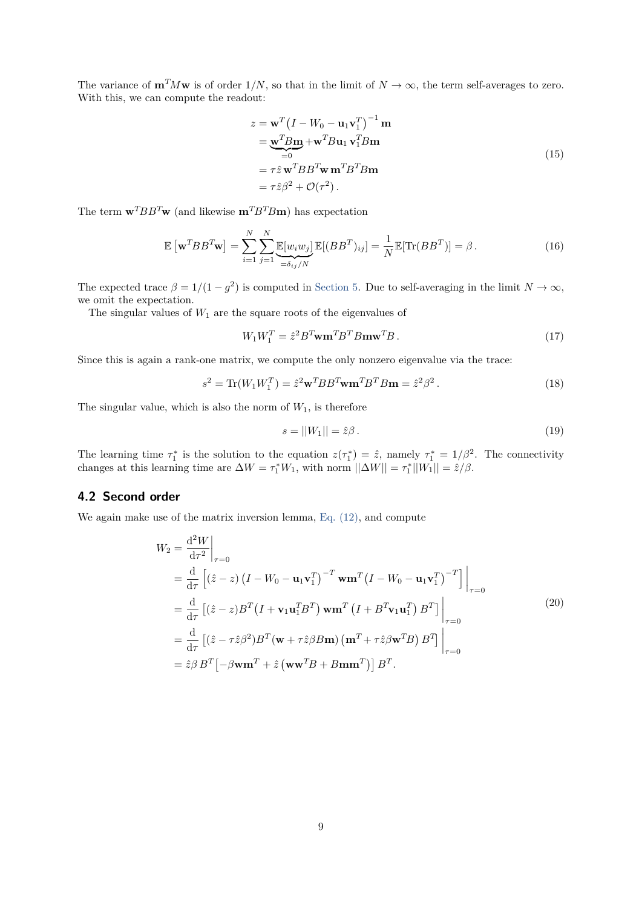The variance of $\mathbf{m}^T M \mathbf{w}$ is of order $1/N$, so that in the limit of $N \to \infty$, the term self-averages to zero. With this, we can compute the readout:

$$
\begin{aligned}
z &= \mathbf{w}^T \left(I - W_0 - \mathbf{u}_1 \mathbf{v}_1^T\right)^{-1} \mathbf{m} \\
&= \underbrace{\mathbf{w}^T B \mathbf{m}}_{=0} + \mathbf{w}^T B \mathbf{u}_1 \, \mathbf{v}_1^T B \mathbf{m} \\
&= \tau \hat{z} \, \mathbf{w}^T B B^T \mathbf{w} \, \mathbf{m}^T B^T B \mathbf{m} \\
&= \tau \hat{z} \beta^2 + \mathcal{O}(\tau^2) \, .
\end{aligned}
\tag{15}
$$

The term $\mathbf{w}^T B B^T \mathbf{w}$ (and likewise $\mathbf{m}^T B^T B \mathbf{m}$) has expectation

$$
\mathbb{E}\left[\mathbf{w}^T B B^T \mathbf{w}\right] = \sum_{i=1}^{N} \sum_{j=1}^{N} \underbrace{\mathbb{E}[w_i w_j]}_{=\delta_{ij}/N} \mathbb{E}[(BB^T)_{ij}] = \frac{1}{N} \mathbb{E}[\mathrm{Tr}(BB^T)] = \beta \, .
\tag{16}
$$

The expected trace $\beta = 1/(1-g^2)$ is computed in Section 5. Due to self-averaging in the limit $N \to \infty$, we omit the expectation.

The singular values of $W_1$ are the square roots of the eigenvalues of

$$
W_1 W_1^T = \hat{z}^2 B^T \mathbf{w} \mathbf{m}^T B^T B \mathbf{m} \mathbf{w}^T B \, .
\tag{17}
$$

Since this is again a rank-one matrix, we compute the only nonzero eigenvalue via the trace:

$$
s^2 = \mathrm{Tr}(W_1 W_1^T) = \hat{z}^2 \mathbf{w}^T B B^T \mathbf{w} \mathbf{m}^T B^T B \mathbf{m} = \hat{z}^2 \beta^2 \, .
\tag{18}
$$

The singular value, which is also the norm of $W_1$, is therefore

$$
s = ||W_1|| = \hat{z} \beta \, .
\tag{19}
$$

The learning time $\tau_1^*$ is the solution to the equation $z(\tau_1^*) = \hat{z}$, namely $\tau_1^* = 1/\beta^2$. The connectivity changes at this learning time are $\Delta W = \tau_1^* W_1$, with norm $||\Delta W|| = \tau_1^* ||W_1|| = \hat{z}/\beta$.

## 4.2 Second order

We again make use of the matrix inversion lemma, Eq. (12), and compute

$$
\begin{aligned}
W_2 &= \left. \frac{\mathrm{d}^2 W}{\mathrm{d}\tau^2} \right|_{\tau=0} \\
&= \frac{\mathrm{d}}{\mathrm{d}\tau} \left[ (\hat{z} - z) \left(I - W_0 - \mathbf{u}_1 \mathbf{v}_1^T\right)^{-T} \mathbf{w} \mathbf{m}^T \left(I - W_0 - \mathbf{u}_1 \mathbf{v}_1^T\right)^{-T} \right] \Big|_{\tau=0} \\
&= \frac{\mathrm{d}}{\mathrm{d}\tau} \left[ (\hat{z} - z) B^T \left(I + \mathbf{v}_1 \mathbf{u}_1^T B^T\right) \mathbf{w} \mathbf{m}^T \left(I + B^T \mathbf{v}_1 \mathbf{u}_1^T\right) B^T \right] \Big|_{\tau=0} \\
&= \frac{\mathrm{d}}{\mathrm{d}\tau} \left[ (\hat{z} - \tau \hat{z} \beta^2) B^T (\mathbf{w} + \tau \hat{z} \beta B \mathbf{m}) \left(\mathbf{m}^T + \tau \hat{z} \beta \mathbf{w}^T B\right) B^T \right] \Big|_{\tau=0} \\
&= \hat{z} \beta \, B^T \left[ -\beta \mathbf{w} \mathbf{m}^T + \hat{z} \left( \mathbf{w} \mathbf{w}^T B + B \mathbf{m} \mathbf{m}^T \right) \right] B^T .
\end{aligned}
\tag{20}
$$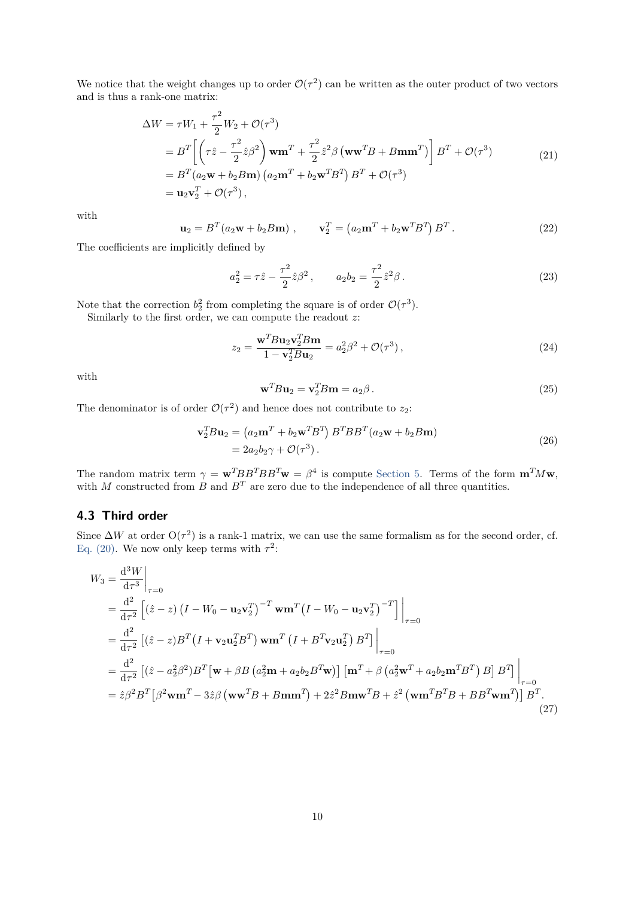We notice that the weight changes up to order $\mathcal{O}(\tau^2)$ can be written as the outer product of two vectors and is thus a rank-one matrix:

$$
\begin{aligned}
\Delta W &= \tau W_1 + \frac{\tau^2}{2} W_2 + \mathcal{O}(\tau^3) \\
&= B^T \left[ \left( \tau \hat{z} - \frac{\tau^2}{2} \hat{z} \beta^2 \right) \mathbf{w}\mathbf{m}^T + \frac{\tau^2}{2} \hat{z}^2 \beta \left( \mathbf{w}\mathbf{w}^T B + B\mathbf{m}\mathbf{m}^T \right) \right] B^T + \mathcal{O}(\tau^3) \\
&= B^T (a_2 \mathbf{w} + b_2 B\mathbf{m}) \left( a_2 \mathbf{m}^T + b_2 \mathbf{w}^T B^T \right) B^T + \mathcal{O}(\tau^3) \\
&= \mathbf{u}_2 \mathbf{v}_2^T + \mathcal{O}(\tau^3) \, ,
\end{aligned}
\tag{21}
$$

with

$$
\mathbf{u}_2 = B^T (a_2 \mathbf{w} + b_2 B\mathbf{m}) \, , \qquad \mathbf{v}_2^T = \left( a_2 \mathbf{m}^T + b_2 \mathbf{w}^T B^T \right) B^T \, . \tag{22}
$$

The coefficients are implicitly defined by

$$
a_2^2 = \tau \hat{z} - \frac{\tau^2}{2} \hat{z} \beta^2 \, , \qquad a_2 b_2 = \frac{\tau^2}{2} \hat{z}^2 \beta \, . \tag{23}
$$

Note that the correction $b_2^2$ from completing the square is of order $\mathcal{O}(\tau^3)$.

Similarly to the first order, we can compute the readout $z$:

$$
z_2 = \frac{\mathbf{w}^T B \mathbf{u}_2 \mathbf{v}_2^T B \mathbf{m}}{1 - \mathbf{v}_2^T B \mathbf{u}_2} = a_2^2 \beta^2 + \mathcal{O}(\tau^3) \, , \tag{24}
$$

with

$$
\mathbf{w}^T B \mathbf{u}_2 = \mathbf{v}_2^T B \mathbf{m} = a_2 \beta \, . \tag{25}
$$

The denominator is of order $\mathcal{O}(\tau^2)$ and hence does not contribute to $z_2$:

$$
\begin{aligned}
\mathbf{v}_2^T B \mathbf{u}_2 &= \left( a_2 \mathbf{m}^T + b_2 \mathbf{w}^T B^T \right) B^T B B^T (a_2 \mathbf{w} + b_2 B\mathbf{m}) \\
&= 2 a_2 b_2 \gamma + \mathcal{O}(\tau^3) \, .
\end{aligned}
\tag{26}
$$

The random matrix term $\gamma = \mathbf{w}^T B B^T B B^T \mathbf{w} = \beta^4$ is compute Section 5. Terms of the form $\mathbf{m}^T M \mathbf{w}$, with $M$ constructed from $B$ and $B^T$ are zero due to the independence of all three quantities.

### 4.3 Third order

Since $\Delta W$ at order $\mathrm{O}(\tau^2)$ is a rank-1 matrix, we can use the same formalism as for the second order, cf. Eq. (20). We now only keep terms with $\tau^2$:

$$
\begin{aligned}
W_3 &= \left. \frac{\mathrm{d}^3 W}{\mathrm{d}\tau^3} \right|_{\tau=0} \\
&= \left. \frac{\mathrm{d}^2}{\mathrm{d}\tau^2} \left[ (\hat{z} - z) \left( I - W_0 - \mathbf{u}_2 \mathbf{v}_2^T \right)^{-T} \mathbf{w}\mathbf{m}^T \left( I - W_0 - \mathbf{u}_2 \mathbf{v}_2^T \right)^{-T} \right] \right|_{\tau=0} \\
&= \left. \frac{\mathrm{d}^2}{\mathrm{d}\tau^2} \left[ (\hat{z} - z) B^T \left( I + \mathbf{v}_2 \mathbf{u}_2^T B^T \right) \mathbf{w}\mathbf{m}^T \left( I + B^T \mathbf{v}_2 \mathbf{u}_2^T \right) B^T \right] \right|_{\tau=0} \\
&= \left. \frac{\mathrm{d}^2}{\mathrm{d}\tau^2} \left[ (\hat{z} - a_2^2 \beta^2) B^T \left[ \mathbf{w} + \beta B \left( a_2^2 \mathbf{m} + a_2 b_2 B^T \mathbf{w} \right) \right] \left[ \mathbf{m}^T + \beta \left( a_2^2 \mathbf{w}^T + a_2 b_2 \mathbf{m}^T B^T \right) B \right] B^T \right] \right|_{\tau=0} \\
&= \hat{z} \beta^2 B^T \left[ \beta^2 \mathbf{w}\mathbf{m}^T - 3 \hat{z} \beta \left( \mathbf{w}\mathbf{w}^T B + B\mathbf{m}\mathbf{m}^T \right) + 2 \hat{z}^2 B \mathbf{m}\mathbf{w}^T B + \hat{z}^2 \left( \mathbf{w}\mathbf{m}^T B^T B + B B^T \mathbf{w}\mathbf{m}^T \right) \right] B^T .
\end{aligned}
\tag{27}
$$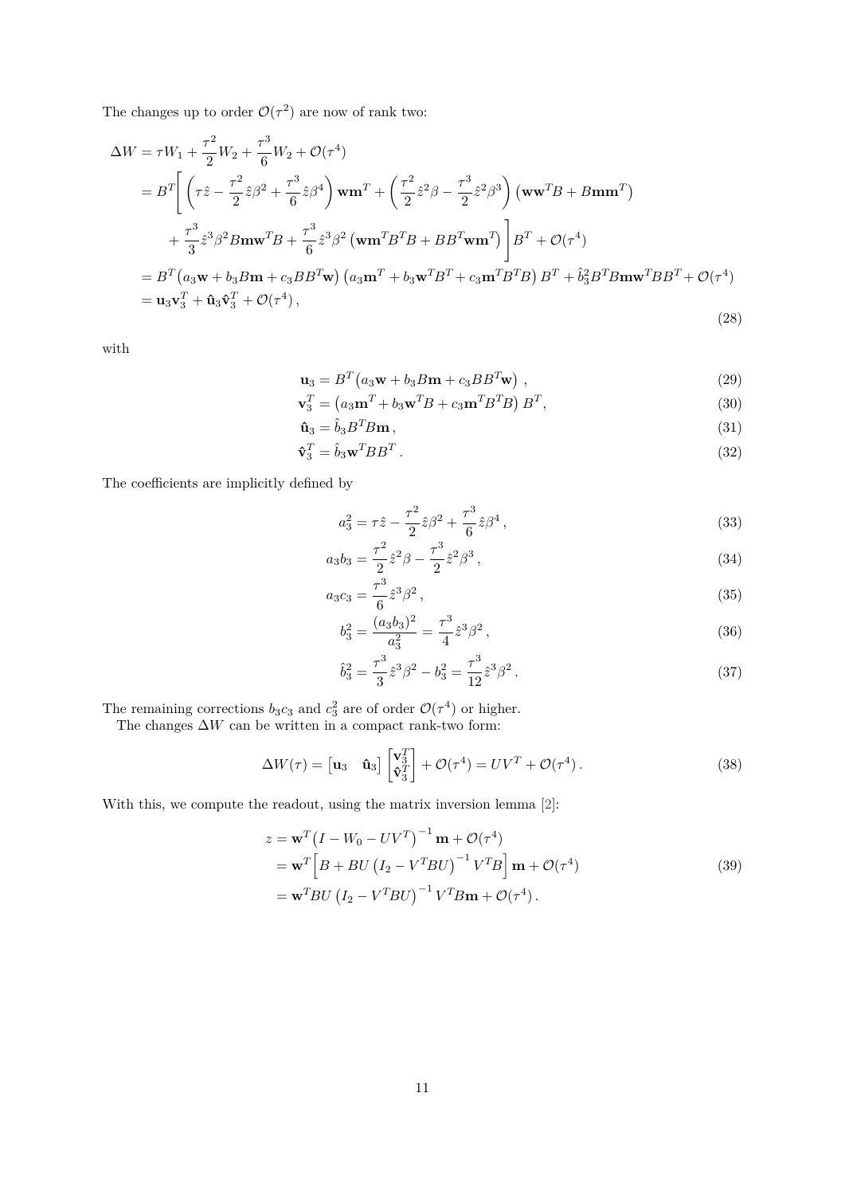The changes up to order $\mathcal{O}(\tau^2)$ are now of rank two:

$$
\begin{aligned}
\Delta W &= \tau W_1 + \frac{\tau^2}{2} W_2 + \frac{\tau^3}{6} W_2 + \mathcal{O}(\tau^4) \\
&= B^T \Bigg[ \left( \tau \hat{z} - \frac{\tau^2}{2} \hat{z} \beta^2 + \frac{\tau^3}{6} \hat{z} \beta^4 \right) \mathbf{w}\mathbf{m}^T + \left( \frac{\tau^2}{2} \hat{z}^2 \beta - \frac{\tau^3}{2} \hat{z}^2 \beta^3 \right) \left( \mathbf{w}\mathbf{w}^T B + B\mathbf{m}\mathbf{m}^T \right) \\
&\qquad + \frac{\tau^3}{3} \hat{z}^3 \beta^2 B\mathbf{m}\mathbf{w}^T B + \frac{\tau^3}{6} \hat{z}^3 \beta^2 \left( \mathbf{w}\mathbf{m}^T B^T B + BB^T \mathbf{w}\mathbf{m}^T \right) \Bigg] B^T + \mathcal{O}(\tau^4) \\
&= B^T \big( a_3 \mathbf{w} + b_3 B\mathbf{m} + c_3 BB^T \mathbf{w} \big) \left( a_3 \mathbf{m}^T + b_3 \mathbf{w}^T B^T + c_3 \mathbf{m}^T B^T B \right) B^T + \hat{b}_3^2 B^T B\mathbf{m}\mathbf{w}^T BB^T + \mathcal{O}(\tau^4) \\
&= \mathbf{u}_3 \mathbf{v}_3^T + \hat{\mathbf{u}}_3 \hat{\mathbf{v}}_3^T + \mathcal{O}(\tau^4) \,,
\end{aligned}
\tag{28}
$$

with

$$
\mathbf{u}_3 = B^T \big( a_3 \mathbf{w} + b_3 B\mathbf{m} + c_3 BB^T \mathbf{w} \big) \,, \tag{29}
$$

$$
\mathbf{v}_3^T = \left( a_3 \mathbf{m}^T + b_3 \mathbf{w}^T B + c_3 \mathbf{m}^T B^T B \right) B^T, \tag{30}
$$

$$
\hat{\mathbf{u}}_3 = \hat{b}_3 B^T B\mathbf{m} \,, \tag{31}
$$

$$
\hat{\mathbf{v}}_3^T = \hat{b}_3 \mathbf{w}^T BB^T \,. \tag{32}
$$

The coefficients are implicitly defined by

$$
a_3^2 = \tau \hat{z} - \frac{\tau^2}{2} \hat{z} \beta^2 + \frac{\tau^3}{6} \hat{z} \beta^4 \,, \tag{33}
$$

$$
a_3 b_3 = \frac{\tau^2}{2} \hat{z}^2 \beta - \frac{\tau^3}{2} \hat{z}^2 \beta^3 \,, \tag{34}
$$

$$
a_3 c_3 = \frac{\tau^3}{6} \hat{z}^3 \beta^2 \,, \tag{35}
$$

$$
b_3^2 = \frac{(a_3 b_3)^2}{a_3^2} = \frac{\tau^3}{4} \hat{z}^3 \beta^2 \,, \tag{36}
$$

$$
\hat{b}_3^2 = \frac{\tau^3}{3} \hat{z}^3 \beta^2 - b_3^2 = \frac{\tau^3}{12} \hat{z}^3 \beta^2 \,. \tag{37}
$$

The remaining corrections $b_3 c_3$ and $c_3^2$ are of order $\mathcal{O}(\tau^4)$ or higher.

The changes $\Delta W$ can be written in a compact rank-two form:

$$
\Delta W(\tau) = \begin{bmatrix} \mathbf{u}_3 & \hat{\mathbf{u}}_3 \end{bmatrix} \begin{bmatrix} \mathbf{v}_3^T \\ \hat{\mathbf{v}}_3^T \end{bmatrix} + \mathcal{O}(\tau^4) = UV^T + \mathcal{O}(\tau^4) \,. \tag{38}
$$

With this, we compute the readout, using the matrix inversion lemma [2]:

$$
\begin{aligned}
z &= \mathbf{w}^T \big( I - W_0 - UV^T \big)^{-1} \mathbf{m} + \mathcal{O}(\tau^4) \\
&= \mathbf{w}^T \Big[ B + BU \left( I_2 - V^T BU \right)^{-1} V^T B \Big] \mathbf{m} + \mathcal{O}(\tau^4) \\
&= \mathbf{w}^T BU \left( I_2 - V^T BU \right)^{-1} V^T B\mathbf{m} + \mathcal{O}(\tau^4) \,.
\end{aligned}
\tag{39}
$$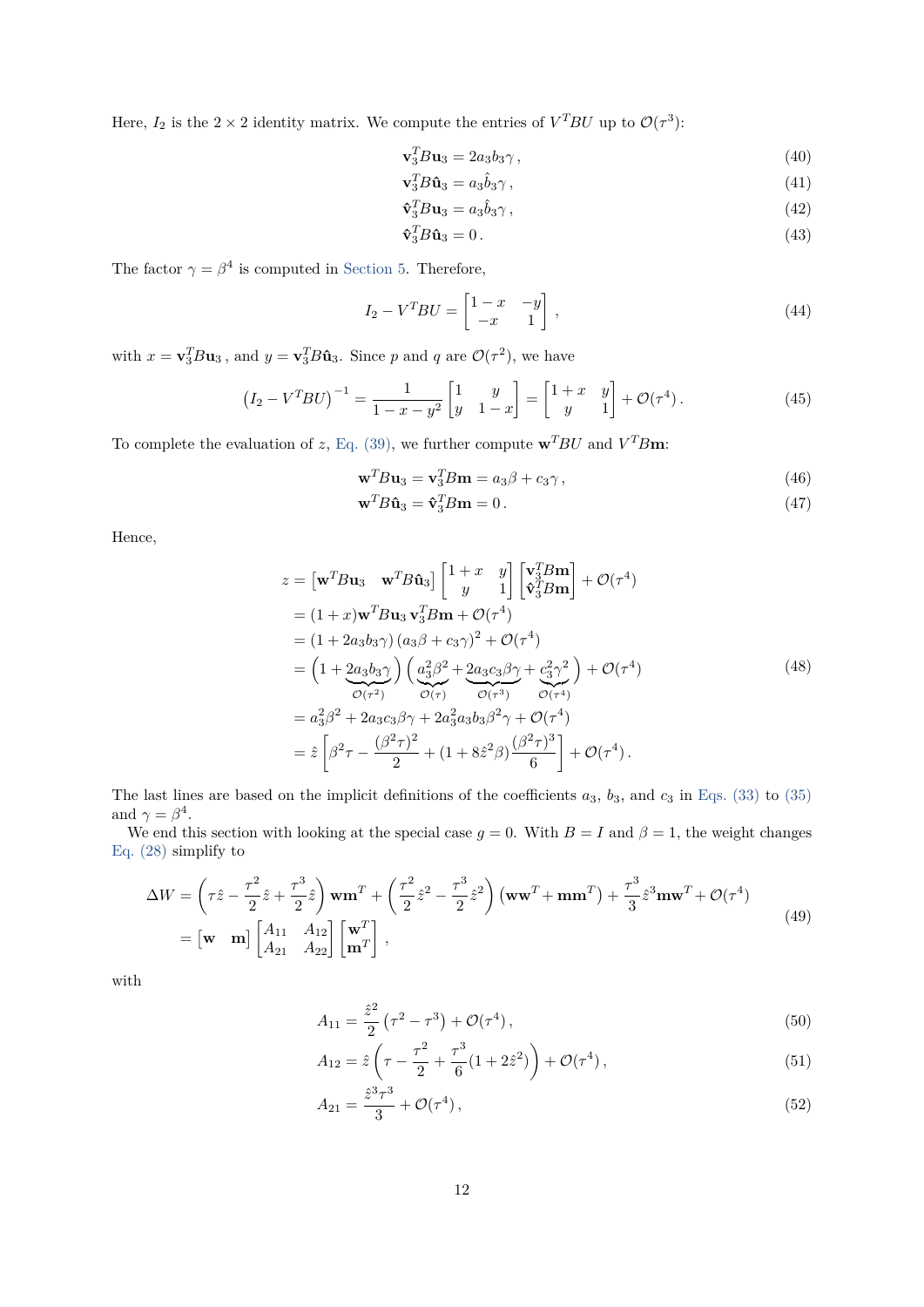Here, $I_2$ is the $2 \times 2$ identity matrix. We compute the entries of $V^T B U$ up to $\mathcal{O}(\tau^3)$:

$$\mathbf{v}_3^T B \mathbf{u}_3 = 2 a_3 b_3 \gamma \,, \tag{40}$$

$$\mathbf{v}_3^T B \hat{\mathbf{u}}_3 = a_3 \hat{b}_3 \gamma \,, \tag{41}$$

$$\hat{\mathbf{v}}_3^T B \mathbf{u}_3 = a_3 \hat{b}_3 \gamma \,, \tag{42}$$

$$\hat{\mathbf{v}}_3^T B \hat{\mathbf{u}}_3 = 0 \,. \tag{43}$$

The factor $\gamma = \beta^4$ is computed in Section 5. Therefore,

$$I_2 - V^T B U = \begin{bmatrix} 1 - x & -y \\ -x & 1 \end{bmatrix} \,, \tag{44}$$

with $x = \mathbf{v}_3^T B \mathbf{u}_3$ , and $y = \mathbf{v}_3^T B \hat{\mathbf{u}}_3$. Since $p$ and $q$ are $\mathcal{O}(\tau^2)$, we have

$$\left(I_2 - V^T B U\right)^{-1} = \frac{1}{1 - x - y^2} \begin{bmatrix} 1 & y \\ y & 1 - x \end{bmatrix} = \begin{bmatrix} 1 + x & y \\ y & 1 \end{bmatrix} + \mathcal{O}(\tau^4) \,. \tag{45}$$

To complete the evaluation of $z$, Eq. (39), we further compute $\mathbf{w}^T B U$ and $V^T B \mathbf{m}$:

$$\mathbf{w}^T B \mathbf{u}_3 = \mathbf{v}_3^T B \mathbf{m} = a_3 \beta + c_3 \gamma \,, \tag{46}$$

$$\mathbf{w}^T B \hat{\mathbf{u}}_3 = \hat{\mathbf{v}}_3^T B \mathbf{m} = 0 \,. \tag{47}$$

Hence,

$$\begin{aligned}
z &= \begin{bmatrix} \mathbf{w}^T B \mathbf{u}_3 & \mathbf{w}^T B \hat{\mathbf{u}}_3 \end{bmatrix} \begin{bmatrix} 1 + x & y \\ y & 1 \end{bmatrix} \begin{bmatrix} \mathbf{v}_3^T B \mathbf{m} \\ \hat{\mathbf{v}}_3^T B \mathbf{m} \end{bmatrix} + \mathcal{O}(\tau^4) \\
&= (1 + x) \mathbf{w}^T B \mathbf{u}_3 \, \mathbf{v}_3^T B \mathbf{m} + \mathcal{O}(\tau^4) \\
&= (1 + 2 a_3 b_3 \gamma) \left(a_3 \beta + c_3 \gamma\right)^2 + \mathcal{O}(\tau^4) \\
&= \Big(1 + \underbrace{2 a_3 b_3 \gamma}_{\mathcal{O}(\tau^2)}\Big) \Big( \underbrace{a_3^2 \beta^2}_{\mathcal{O}(\tau)} + \underbrace{2 a_3 c_3 \beta \gamma}_{\mathcal{O}(\tau^3)} + \underbrace{c_3^2 \gamma^2}_{\mathcal{O}(\tau^4)} \Big) + \mathcal{O}(\tau^4) \\
&= a_3^2 \beta^2 + 2 a_3 c_3 \beta \gamma + 2 a_3^2 a_3 b_3 \beta^2 \gamma + \mathcal{O}(\tau^4) \\
&= \hat{z} \left[ \beta^2 \tau - \frac{(\beta^2 \tau)^2}{2} + (1 + 8 \hat{z}^2 \beta) \frac{(\beta^2 \tau)^3}{6} \right] + \mathcal{O}(\tau^4) \,.
\end{aligned} \tag{48}$$

The last lines are based on the implicit definitions of the coefficients $a_3$, $b_3$, and $c_3$ in Eqs. (33) to (35) and $\gamma = \beta^4$.

We end this section with looking at the special case $g = 0$. With $B = I$ and $\beta = 1$, the weight changes Eq. (28) simplify to

$$\begin{aligned}
\Delta W &= \left( \tau \hat{z} - \frac{\tau^2}{2} \hat{z} + \frac{\tau^3}{2} \hat{z} \right) \mathbf{w} \mathbf{m}^T + \left( \frac{\tau^2}{2} \hat{z}^2 - \frac{\tau^3}{2} \hat{z}^2 \right) \left( \mathbf{w} \mathbf{w}^T + \mathbf{m} \mathbf{m}^T \right) + \frac{\tau^3}{3} \hat{z}^3 \mathbf{m} \mathbf{w}^T + \mathcal{O}(\tau^4) \\
&= \begin{bmatrix} \mathbf{w} & \mathbf{m} \end{bmatrix} \begin{bmatrix} A_{11} & A_{12} \\ A_{21} & A_{22} \end{bmatrix} \begin{bmatrix} \mathbf{w}^T \\ \mathbf{m}^T \end{bmatrix} \,,
\end{aligned} \tag{49}$$

with

$$A_{11} = \frac{\hat{z}^2}{2} \left( \tau^2 - \tau^3 \right) + \mathcal{O}(\tau^4) \,, \tag{50}$$

$$A_{12} = \hat{z} \left( \tau - \frac{\tau^2}{2} + \frac{\tau^3}{6} (1 + 2 \hat{z}^2) \right) + \mathcal{O}(\tau^4) \,, \tag{51}$$

$$A_{21} = \frac{\hat{z}^3 \tau^3}{3} + \mathcal{O}(\tau^4) \,, \tag{52}$$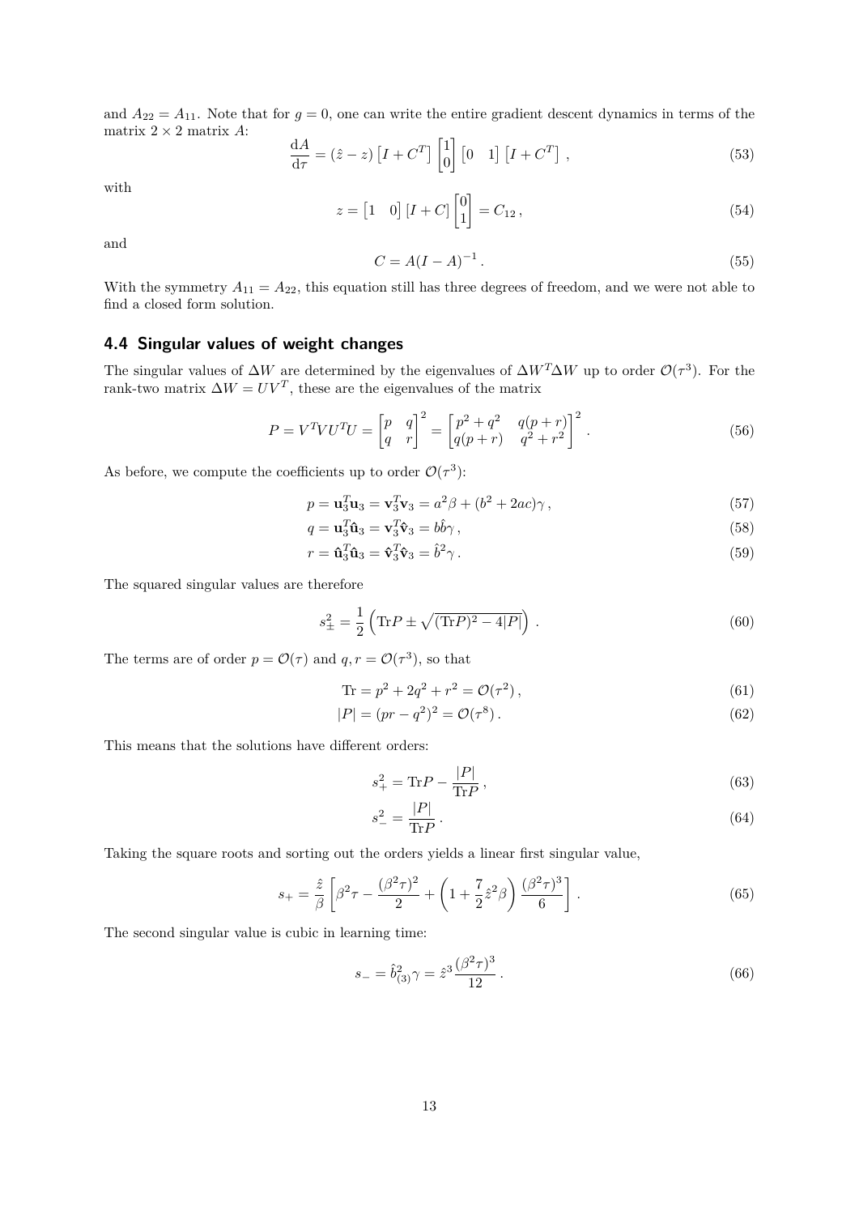and $A_{22} = A_{11}$. Note that for $g = 0$, one can write the entire gradient descent dynamics in terms of the matrix $2 \times 2$ matrix $A$:

$$\frac{\mathrm{d}A}{\mathrm{d}\tau} = (\hat{z} - z)\left[I + C^T\right]\begin{bmatrix}1\\0\end{bmatrix}\begin{bmatrix}0 & 1\end{bmatrix}\left[I + C^T\right], \tag{53}$$

with

$$z = \begin{bmatrix}1 & 0\end{bmatrix}[I + C]\begin{bmatrix}0\\1\end{bmatrix} = C_{12}, \tag{54}$$

and

$$C = A(I - A)^{-1}. \tag{55}$$

With the symmetry $A_{11} = A_{22}$, this equation still has three degrees of freedom, and we were not able to find a closed form solution.

## 4.4 Singular values of weight changes

The singular values of $\Delta W$ are determined by the eigenvalues of $\Delta W^T \Delta W$ up to order $\mathcal{O}(\tau^3)$. For the rank-two matrix $\Delta W = UV^T$, these are the eigenvalues of the matrix

$$P = V^T V U^T U = \begin{bmatrix}p & q\\ q & r\end{bmatrix}^2 = \begin{bmatrix}p^2 + q^2 & q(p + r)\\ q(p + r) & q^2 + r^2\end{bmatrix}^2. \tag{56}$$

As before, we compute the coefficients up to order $\mathcal{O}(\tau^3)$:

$$p = \mathbf{u}_3^T \mathbf{u}_3 = \mathbf{v}_3^T \mathbf{v}_3 = a^2\beta + (b^2 + 2ac)\gamma, \tag{57}$$

$$q = \mathbf{u}_3^T \hat{\mathbf{u}}_3 = \mathbf{v}_3^T \hat{\mathbf{v}}_3 = b\hat{b}\gamma, \tag{58}$$

$$r = \hat{\mathbf{u}}_3^T \hat{\mathbf{u}}_3 = \hat{\mathbf{v}}_3^T \hat{\mathbf{v}}_3 = \hat{b}^2\gamma. \tag{59}$$

The squared singular values are therefore

$$s_\pm^2 = \frac{1}{2}\left(\mathrm{Tr}P \pm \sqrt{(\mathrm{Tr}P)^2 - 4|P|}\right). \tag{60}$$

The terms are of order $p = \mathcal{O}(\tau)$ and $q, r = \mathcal{O}(\tau^3)$, so that

$$\mathrm{Tr} = p^2 + 2q^2 + r^2 = \mathcal{O}(\tau^2), \tag{61}$$

$$|P| = (pr - q^2)^2 = \mathcal{O}(\tau^8). \tag{62}$$

This means that the solutions have different orders:

$$s_+^2 = \mathrm{Tr}P - \frac{|P|}{\mathrm{Tr}P}, \tag{63}$$

$$s_-^2 = \frac{|P|}{\mathrm{Tr}P}. \tag{64}$$

Taking the square roots and sorting out the orders yields a linear first singular value,

$$s_+ = \frac{\hat{z}}{\beta}\left[\beta^2\tau - \frac{(\beta^2\tau)^2}{2} + \left(1 + \frac{7}{2}\hat{z}^2\beta\right)\frac{(\beta^2\tau)^3}{6}\right]. \tag{65}$$

The second singular value is cubic in learning time:

$$s_- = \hat{b}_{(3)}^2\gamma = \hat{z}^3\frac{(\beta^2\tau)^3}{12}. \tag{66}$$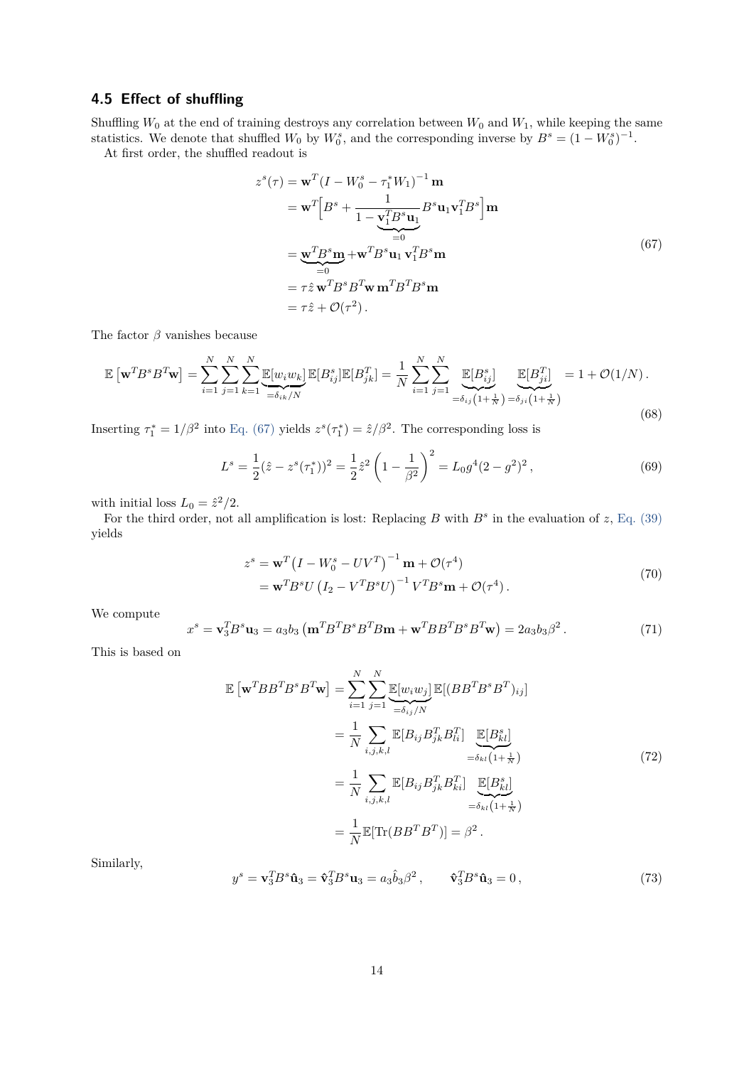### 4.5 Effect of shuffling

Shuffling $W_0$ at the end of training destroys any correlation between $W_0$ and $W_1$, while keeping the same statistics. We denote that shuffled $W_0$ by $W_0^s$, and the corresponding inverse by $B^s = (1 - W_0^s)^{-1}$.

At first order, the shuffled readout is

$$
\begin{aligned}
z^s(\tau) &= \mathbf{w}^T (I - W_0^s - \tau_1^* W_1)^{-1}\, \mathbf{m} \\
&= \mathbf{w}^T \Big[ B^s + \frac{1}{1 - \underbrace{\mathbf{v}_1^T B^s \mathbf{u}_1}_{=0}} B^s \mathbf{u}_1 \mathbf{v}_1^T B^s \Big] \mathbf{m} \\
&= \underbrace{\mathbf{w}^T B^s \mathbf{m}}_{=0} + \mathbf{w}^T B^s \mathbf{u}_1 \, \mathbf{v}_1^T B^s \mathbf{m} \\
&= \tau \hat{z} \, \mathbf{w}^T B^s B^T \mathbf{w} \, \mathbf{m}^T B^T B^s \mathbf{m} \\
&= \tau \hat{z} + \mathcal{O}(\tau^2) \,.
\end{aligned}
\tag{67}
$$

The factor $\beta$ vanishes because

$$
\mathbb{E}\left[\mathbf{w}^T B^s B^T \mathbf{w}\right] = \sum_{i=1}^N \sum_{j=1}^N \sum_{k=1}^N \underbrace{\mathbb{E}[w_i w_k]}_{=\delta_{ik}/N} \mathbb{E}[B^s_{ij}] \mathbb{E}[B^T_{jk}] = \frac{1}{N} \sum_{i=1}^N \sum_{j=1}^N \underbrace{\mathbb{E}[B^s_{ij}]}_{=\delta_{ij}\left(1+\frac{1}{N}\right)} \underbrace{\mathbb{E}[B^T_{ji}]}_{=\delta_{ji}\left(1+\frac{1}{N}\right)} = 1 + \mathcal{O}(1/N) \,.
\tag{68}
$$

Inserting $\tau_1^* = 1/\beta^2$ into Eq. (67) yields $z^s(\tau_1^*) = \hat{z}/\beta^2$. The corresponding loss is

$$
L^s = \frac{1}{2}(\hat{z} - z^s(\tau_1^*))^2 = \frac{1}{2}\hat{z}^2 \left(1 - \frac{1}{\beta^2}\right)^2 = L_0 g^4 (2 - g^2)^2 \,,
\tag{69}
$$

with initial loss $L_0 = \hat{z}^2/2$.

For the third order, not all amplification is lost: Replacing $B$ with $B^s$ in the evaluation of $z$, Eq. (39) yields

$$
\begin{aligned}
z^s &= \mathbf{w}^T \left(I - W_0^s - U V^T\right)^{-1} \mathbf{m} + \mathcal{O}(\tau^4) \\
&= \mathbf{w}^T B^s U \left(I_2 - V^T B^s U\right)^{-1} V^T B^s \mathbf{m} + \mathcal{O}(\tau^4) \,.
\end{aligned}
\tag{70}
$$

We compute

$$
x^s = \mathbf{v}_3^T B^s \mathbf{u}_3 = a_3 b_3 \left(\mathbf{m}^T B^T B^s B^T B \mathbf{m} + \mathbf{w}^T B B^T B^s B^T \mathbf{w}\right) = 2 a_3 b_3 \beta^2 \,.
\tag{71}
$$

This is based on

$$
\begin{aligned}
\mathbb{E}\left[\mathbf{w}^T B B^T B^s B^T \mathbf{w}\right] &= \sum_{i=1}^N \sum_{j=1}^N \underbrace{\mathbb{E}[w_i w_j]}_{=\delta_{ij}/N} \mathbb{E}[(B B^T B^s B^T)_{ij}] \\
&= \frac{1}{N} \sum_{i,j,k,l} \mathbb{E}[B_{ij} B^T_{jk} B^T_{li}] \underbrace{\mathbb{E}[B^s_{kl}]}_{=\delta_{kl}\left(1+\frac{1}{N}\right)} \\
&= \frac{1}{N} \sum_{i,j,k,l} \mathbb{E}[B_{ij} B^T_{jk} B^T_{ki}] \underbrace{\mathbb{E}[B^s_{kl}]}_{=\delta_{kl}\left(1+\frac{1}{N}\right)} \\
&= \frac{1}{N} \mathbb{E}[\mathrm{Tr}(B B^T B^T)] = \beta^2 \,.
\end{aligned}
\tag{72}
$$

Similarly,

$$
y^s = \mathbf{v}_3^T B^s \hat{\mathbf{u}}_3 = \hat{\mathbf{v}}_3^T B^s \mathbf{u}_3 = a_3 \hat{b}_3 \beta^2 \,, \qquad \hat{\mathbf{v}}_3^T B^s \hat{\mathbf{u}}_3 = 0 \,,
\tag{73}
$$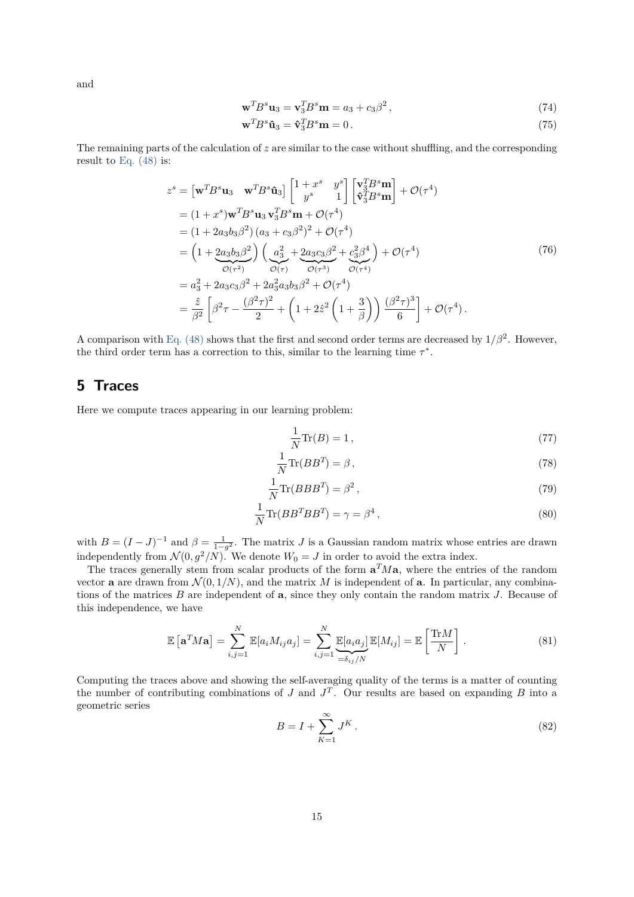and

$$
\mathbf{w}^T B^s \mathbf{u}_3 = \mathbf{v}_3^T B^s \mathbf{m} = a_3 + c_3 \beta^2 \,, \tag{74}
$$

$$
\mathbf{w}^T B^s \hat{\mathbf{u}}_3 = \hat{\mathbf{v}}_3^T B^s \mathbf{m} = 0 \,. \tag{75}
$$

The remaining parts of the calculation of $z$ are similar to the case without shuffling, and the corresponding result to Eq. (48) is:

$$
\begin{aligned}
z^s &= \begin{bmatrix} \mathbf{w}^T B^s \mathbf{u}_3 & \mathbf{w}^T B^s \hat{\mathbf{u}}_3 \end{bmatrix} \begin{bmatrix} 1 + x^s & y^s \\ y^s & 1 \end{bmatrix} \begin{bmatrix} \mathbf{v}_3^T B^s \mathbf{m} \\ \hat{\mathbf{v}}_3^T B^s \mathbf{m} \end{bmatrix} + \mathcal{O}(\tau^4) \\
&= (1 + x^s) \mathbf{w}^T B^s \mathbf{u}_3 \, \mathbf{v}_3^T B^s \mathbf{m} + \mathcal{O}(\tau^4) \\
&= (1 + 2 a_3 b_3 \beta^2) \, (a_3 + c_3 \beta^2)^2 + \mathcal{O}(\tau^4) \\
&= \Big(1 + \underbrace{2 a_3 b_3 \beta^2}_{\mathcal{O}(\tau^2)}\Big) \Big( \underbrace{a_3^2}_{\mathcal{O}(\tau)} + \underbrace{2 a_3 c_3 \beta^2}_{\mathcal{O}(\tau^3)} + \underbrace{c_3^2 \beta^4}_{\mathcal{O}(\tau^4)} \Big) + \mathcal{O}(\tau^4) \\
&= a_3^2 + 2 a_3 c_3 \beta^2 + 2 a_3^2 a_3 b_3 \beta^2 + \mathcal{O}(\tau^4) \\
&= \frac{\hat{z}}{\beta^2} \left[ \beta^2 \tau - \frac{(\beta^2 \tau)^2}{2} + \left(1 + 2 \hat{z}^2 \left(1 + \frac{3}{\beta}\right)\right) \frac{(\beta^2 \tau)^3}{6} \right] + \mathcal{O}(\tau^4) \,.
\end{aligned} \tag{76}
$$

A comparison with Eq. (48) shows that the first and second order terms are decreased by $1/\beta^2$. However, the third order term has a correction to this, similar to the learning time $\tau^*$.

# 5 Traces

Here we compute traces appearing in our learning problem:

$$
\frac{1}{N} \mathrm{Tr}(B) = 1 \,, \tag{77}
$$

$$
\frac{1}{N} \mathrm{Tr}(B B^T) = \beta \,, \tag{78}
$$

$$
\frac{1}{N} \mathrm{Tr}(B B B^T) = \beta^2 \,, \tag{79}
$$

$$
\frac{1}{N} \mathrm{Tr}(B B^T B B^T) = \gamma = \beta^4 \,, \tag{80}
$$

with $B = (I - J)^{-1}$ and $\beta = \frac{1}{1 - g^2}$. The matrix $J$ is a Gaussian random matrix whose entries are drawn independently from $\mathcal{N}(0, g^2/N)$. We denote $W_0 = J$ in order to avoid the extra index.

The traces generally stem from scalar products of the form $\mathbf{a}^T M \mathbf{a}$, where the entries of the random vector $\mathbf{a}$ are drawn from $\mathcal{N}(0, 1/N)$, and the matrix $M$ is independent of $\mathbf{a}$. In particular, any combinations of the matrices $B$ are independent of $\mathbf{a}$, since they only contain the random matrix $J$. Because of this independence, we have

$$
\mathbb{E}\left[\mathbf{a}^T M \mathbf{a}\right] = \sum_{i,j=1}^{N} \mathbb{E}[a_i M_{ij} a_j] = \sum_{i,j=1}^{N} \underbrace{\mathbb{E}[a_i a_j]}_{=\delta_{ij}/N} \mathbb{E}[M_{ij}] = \mathbb{E}\left[\frac{\mathrm{Tr} M}{N}\right] . \tag{81}
$$

Computing the traces above and showing the self-averaging quality of the terms is a matter of counting the number of contributing combinations of $J$ and $J^T$. Our results are based on expanding $B$ into a geometric series

$$
B = I + \sum_{K=1}^{\infty} J^K \,. \tag{82}
$$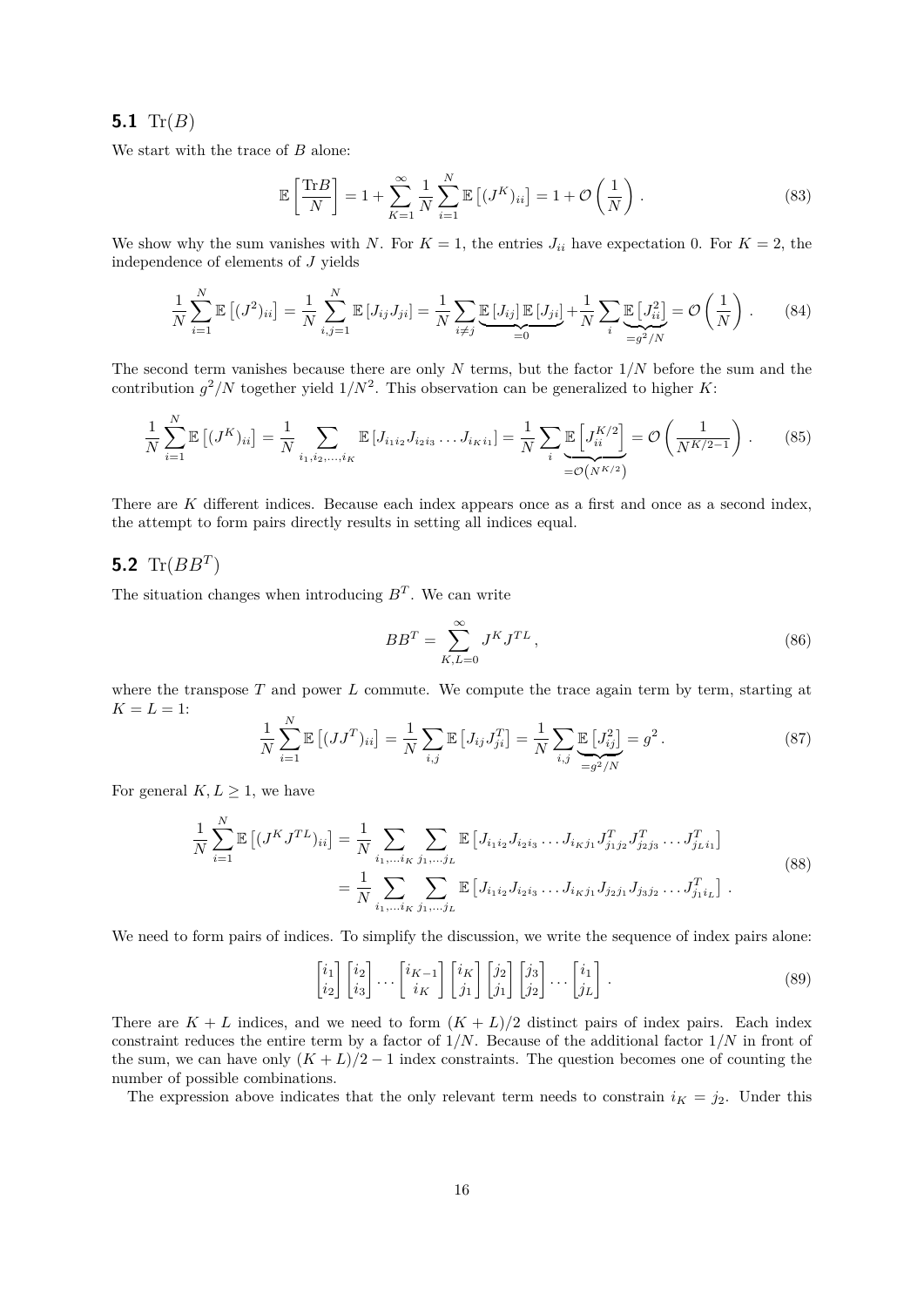### 5.1 $\mathrm{Tr}(B)$

We start with the trace of $B$ alone:

$$\mathbb{E}\left[\frac{\mathrm{Tr}B}{N}\right] = 1 + \sum_{K=1}^{\infty} \frac{1}{N} \sum_{i=1}^{N} \mathbb{E}\left[(J^K)_{ii}\right] = 1 + \mathcal{O}\left(\frac{1}{N}\right) . \tag{83}$$

We show why the sum vanishes with $N$. For $K = 1$, the entries $J_{ii}$ have expectation 0. For $K = 2$, the independence of elements of $J$ yields

$$\frac{1}{N}\sum_{i=1}^{N} \mathbb{E}\left[(J^2)_{ii}\right] = \frac{1}{N}\sum_{i,j=1}^{N} \mathbb{E}\left[J_{ij}J_{ji}\right] = \frac{1}{N}\sum_{i\neq j} \underbrace{\mathbb{E}\left[J_{ij}\right]\mathbb{E}\left[J_{ji}\right]}_{=0} + \frac{1}{N}\sum_{i} \underbrace{\mathbb{E}\left[J_{ii}^2\right]}_{=g^2/N} = \mathcal{O}\left(\frac{1}{N}\right) . \tag{84}$$

The second term vanishes because there are only $N$ terms, but the factor $1/N$ before the sum and the contribution $g^2/N$ together yield $1/N^2$. This observation can be generalized to higher $K$:

$$\frac{1}{N}\sum_{i=1}^{N} \mathbb{E}\left[(J^K)_{ii}\right] = \frac{1}{N}\sum_{i_1,i_2,\ldots,i_K} \mathbb{E}\left[J_{i_1 i_2}J_{i_2 i_3}\ldots J_{i_K i_1}\right] = \frac{1}{N}\sum_{i} \underbrace{\mathbb{E}\left[J_{ii}^{K/2}\right]}_{=\mathcal{O}\left(N^{K/2}\right)} = \mathcal{O}\left(\frac{1}{N^{K/2-1}}\right) . \tag{85}$$

There are $K$ different indices. Because each index appears once as a first and once as a second index, the attempt to form pairs directly results in setting all indices equal.

### 5.2 $\mathrm{Tr}(BB^T)$

The situation changes when introducing $B^T$. We can write

$$BB^T = \sum_{K,L=0}^{\infty} J^K J^{TL} , \tag{86}$$

where the transpose $T$ and power $L$ commute. We compute the trace again term by term, starting at $K = L = 1$:

$$\frac{1}{N}\sum_{i=1}^{N} \mathbb{E}\left[(JJ^T)_{ii}\right] = \frac{1}{N}\sum_{i,j} \mathbb{E}\left[J_{ij}J^T_{ji}\right] = \frac{1}{N}\sum_{i,j} \underbrace{\mathbb{E}\left[J_{ij}^2\right]}_{=g^2/N} = g^2 . \tag{87}$$

For general $K, L \geq 1$, we have

$$\begin{aligned}
\frac{1}{N}\sum_{i=1}^{N} \mathbb{E}\left[(J^K J^{TL})_{ii}\right] &= \frac{1}{N}\sum_{i_1,\ldots i_K}\sum_{j_1,\ldots j_L} \mathbb{E}\left[J_{i_1 i_2}J_{i_2 i_3}\ldots J_{i_K j_1}J^T_{j_1 j_2}J^T_{j_2 j_3}\ldots J^T_{j_L i_1}\right] \\
&= \frac{1}{N}\sum_{i_1,\ldots i_K}\sum_{j_1,\ldots j_L} \mathbb{E}\left[J_{i_1 i_2}J_{i_2 i_3}\ldots J_{i_K j_1}J_{j_2 j_1}J_{j_3 j_2}\ldots J^T_{j_1 i_L}\right] .
\end{aligned} \tag{88}$$

We need to form pairs of indices. To simplify the discussion, we write the sequence of index pairs alone:

$$\begin{bmatrix} i_1 \\ i_2 \end{bmatrix}\begin{bmatrix} i_2 \\ i_3 \end{bmatrix}\ldots\begin{bmatrix} i_{K-1} \\ i_K \end{bmatrix}\begin{bmatrix} i_K \\ j_1 \end{bmatrix}\begin{bmatrix} j_2 \\ j_1 \end{bmatrix}\begin{bmatrix} j_3 \\ j_2 \end{bmatrix}\ldots\begin{bmatrix} i_1 \\ j_L \end{bmatrix} . \tag{89}$$

There are $K + L$ indices, and we need to form $(K + L)/2$ distinct pairs of index pairs. Each index constraint reduces the entire term by a factor of $1/N$. Because of the additional factor $1/N$ in front of the sum, we can have only $(K + L)/2 - 1$ index constraints. The question becomes one of counting the number of possible combinations.

The expression above indicates that the only relevant term needs to constrain $i_K = j_2$. Under this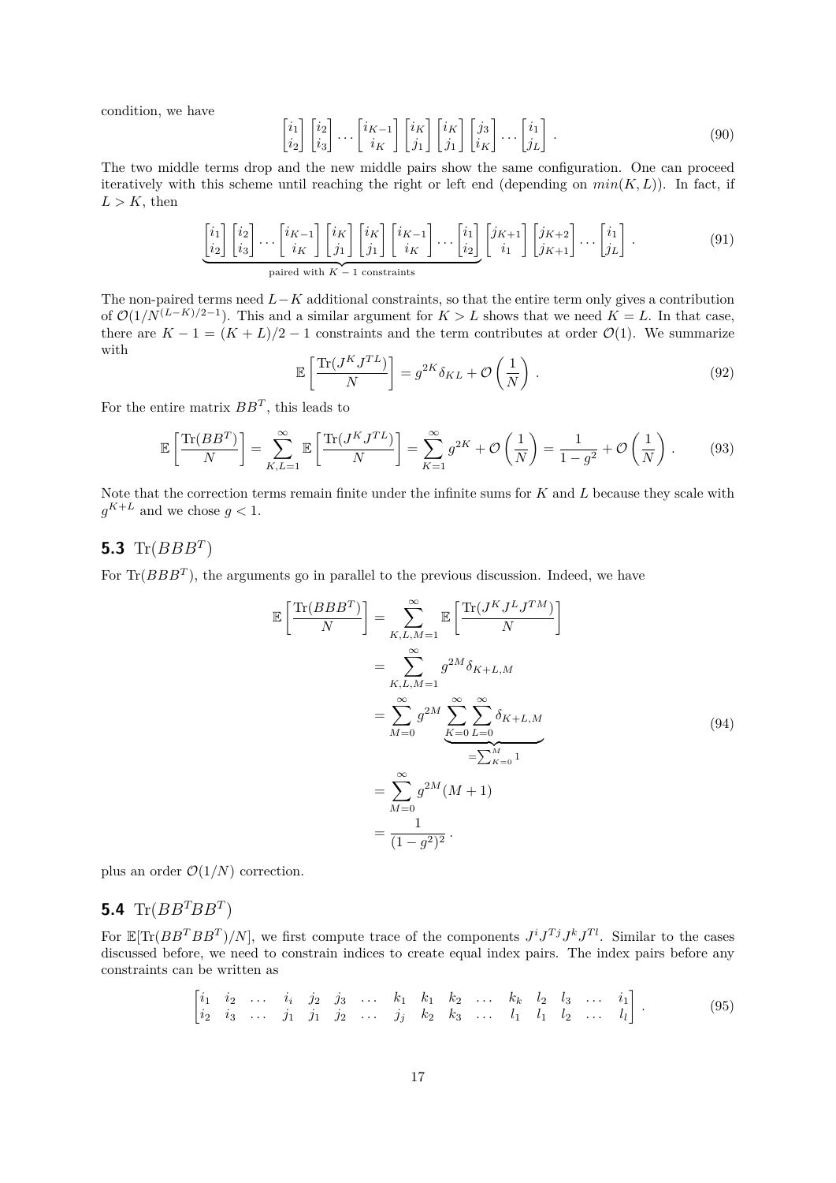condition, we have

$$
\begin{bmatrix} i_1 \\ i_2 \end{bmatrix} \begin{bmatrix} i_2 \\ i_3 \end{bmatrix} \dots \begin{bmatrix} i_{K-1} \\ i_K \end{bmatrix} \begin{bmatrix} i_K \\ j_1 \end{bmatrix} \begin{bmatrix} i_K \\ j_1 \end{bmatrix} \begin{bmatrix} j_3 \\ i_K \end{bmatrix} \dots \begin{bmatrix} i_1 \\ j_L \end{bmatrix} . \tag{90}
$$

The two middle terms drop and the new middle pairs show the same configuration. One can proceed iteratively with this scheme until reaching the right or left end (depending on $min(K, L)$). In fact, if $L > K$, then

$$
\underbrace{\begin{bmatrix} i_1 \\ i_2 \end{bmatrix} \begin{bmatrix} i_2 \\ i_3 \end{bmatrix} \dots \begin{bmatrix} i_{K-1} \\ i_K \end{bmatrix} \begin{bmatrix} i_K \\ j_1 \end{bmatrix} \begin{bmatrix} i_K \\ j_1 \end{bmatrix} \begin{bmatrix} i_{K-1} \\ i_K \end{bmatrix} \dots \begin{bmatrix} i_1 \\ i_2 \end{bmatrix}}_{\text{paired with } K-1 \text{ constraints}} \begin{bmatrix} j_{K+1} \\ i_1 \end{bmatrix} \begin{bmatrix} j_{K+2} \\ j_{K+1} \end{bmatrix} \dots \begin{bmatrix} i_1 \\ j_L \end{bmatrix} . \tag{91}
$$

The non-paired terms need $L-K$ additional constraints, so that the entire term only gives a contribution of $\mathcal{O}(1/N^{(L-K)/2-1})$. This and a similar argument for $K > L$ shows that we need $K = L$. In that case, there are $K - 1 = (K + L)/2 - 1$ constraints and the term contributes at order $\mathcal{O}(1)$. We summarize with

$$
\mathbb{E}\left[\frac{\mathrm{Tr}(J^K J^{TL})}{N}\right] = g^{2K}\delta_{KL} + \mathcal{O}\left(\frac{1}{N}\right) . \tag{92}
$$

For the entire matrix $BB^T$, this leads to

$$
\mathbb{E}\left[\frac{\mathrm{Tr}(BB^T)}{N}\right] = \sum_{K,L=1}^{\infty} \mathbb{E}\left[\frac{\mathrm{Tr}(J^K J^{TL})}{N}\right] = \sum_{K=1}^{\infty} g^{2K} + \mathcal{O}\left(\frac{1}{N}\right) = \frac{1}{1-g^2} + \mathcal{O}\left(\frac{1}{N}\right) . \tag{93}
$$

Note that the correction terms remain finite under the infinite sums for $K$ and $L$ because they scale with $g^{K+L}$ and we chose $g < 1$.

## 5.3 $\mathrm{Tr}(BBB^T)$

For $\mathrm{Tr}(BBB^T)$, the arguments go in parallel to the previous discussion. Indeed, we have

$$
\begin{aligned}
\mathbb{E}\left[\frac{\mathrm{Tr}(BBB^T)}{N}\right] &= \sum_{K,L,M=1}^{\infty} \mathbb{E}\left[\frac{\mathrm{Tr}(J^K J^L J^{TM})}{N}\right] \\
&= \sum_{K,L,M=1}^{\infty} g^{2M}\delta_{K+L,M} \\
&= \sum_{M=0}^{\infty} g^{2M} \underbrace{\sum_{K=0}^{\infty}\sum_{L=0}^{\infty} \delta_{K+L,M}}_{=\sum_{K=0}^{M} 1} \\
&= \sum_{M=0}^{\infty} g^{2M}(M+1) \\
&= \frac{1}{(1-g^2)^2} .
\end{aligned} \tag{94}
$$

plus an order $\mathcal{O}(1/N)$ correction.

## 5.4 $\mathrm{Tr}(BB^TBB^T)$

For $\mathbb{E}[\mathrm{Tr}(BB^TBB^T)/N]$, we first compute trace of the components $J^i J^{Tj} J^k J^{Tl}$. Similar to the cases discussed before, we need to constrain indices to create equal index pairs. The index pairs before any constraints can be written as

$$
\begin{bmatrix} i_1 & i_2 & \dots & i_i & j_2 & j_3 & \dots & k_1 & k_1 & k_2 & \dots & k_k & l_2 & l_3 & \dots & i_1 \\ i_2 & i_3 & \dots & j_1 & j_1 & j_2 & \dots & j_j & k_2 & k_3 & \dots & l_1 & l_1 & l_2 & \dots & l_l \end{bmatrix} . \tag{95}
$$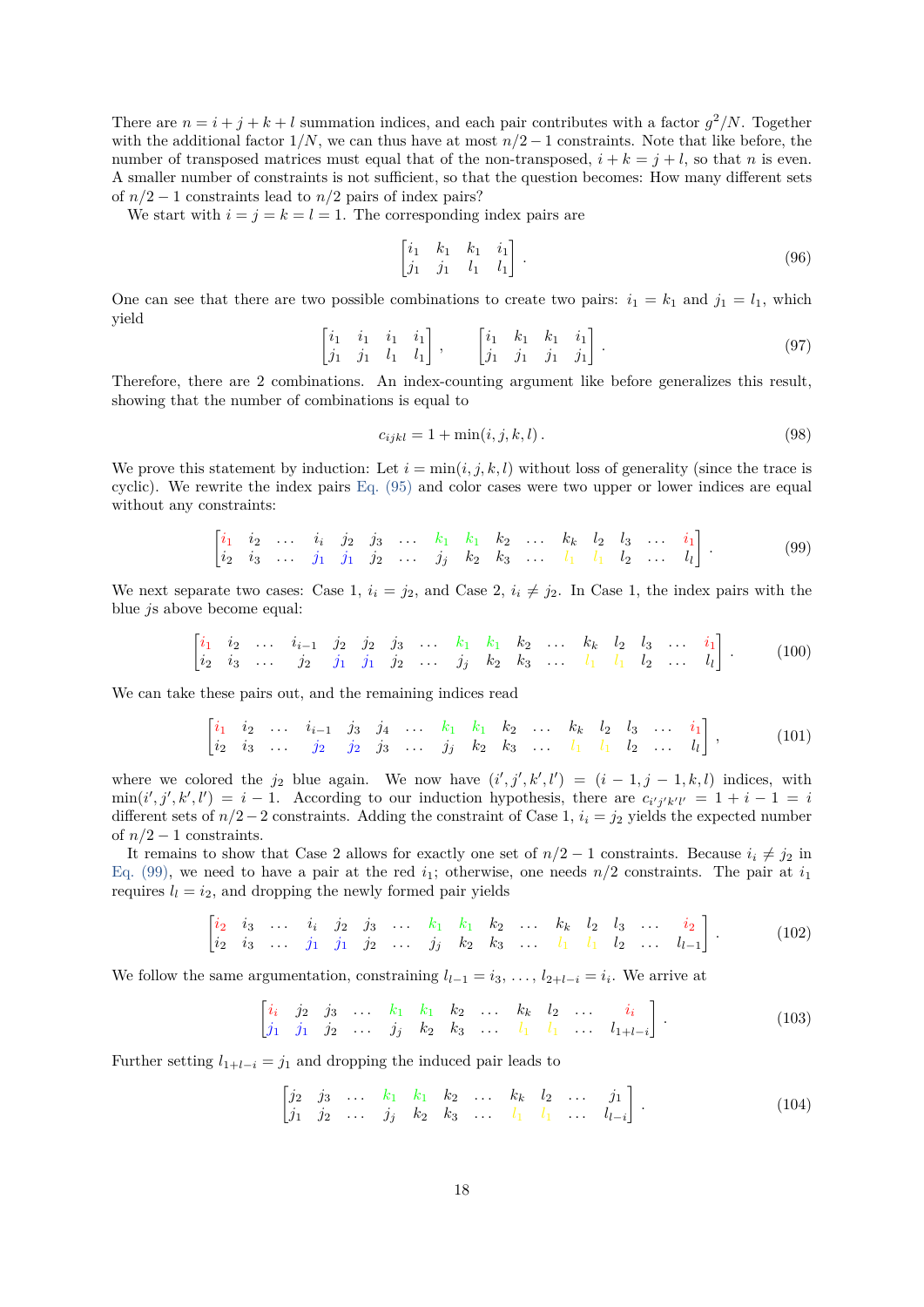There are $n = i + j + k + l$ summation indices, and each pair contributes with a factor $g^2/N$. Together with the additional factor $1/N$, we can thus have at most $n/2 - 1$ constraints. Note that like before, the number of transposed matrices must equal that of the non-transposed, $i + k = j + l$, so that $n$ is even. A smaller number of constraints is not sufficient, so that the question becomes: How many different sets of $n/2 - 1$ constraints lead to $n/2$ pairs of index pairs?

We start with $i = j = k = l = 1$. The corresponding index pairs are

$$\begin{bmatrix} i_1 & k_1 & k_1 & i_1 \\ j_1 & j_1 & l_1 & l_1 \end{bmatrix}. \tag{96}$$

One can see that there are two possible combinations to create two pairs: $i_1 = k_1$ and $j_1 = l_1$, which yield

$$\begin{bmatrix} i_1 & i_1 & i_1 & i_1 \\ j_1 & j_1 & l_1 & l_1 \end{bmatrix}, \qquad \begin{bmatrix} i_1 & k_1 & k_1 & i_1 \\ j_1 & j_1 & j_1 & j_1 \end{bmatrix}. \tag{97}$$

Therefore, there are 2 combinations. An index-counting argument like before generalizes this result, showing that the number of combinations is equal to

$$c_{ijkl} = 1 + \min(i, j, k, l). \tag{98}$$

We prove this statement by induction: Let $i = \min(i, j, k, l)$ without loss of generality (since the trace is cyclic). We rewrite the index pairs Eq. (95) and color cases were two upper or lower indices are equal without any constraints:

$$\begin{bmatrix} i_1 & i_2 & \ldots & i_i & j_2 & j_3 & \ldots & k_1 & k_1 & k_2 & \ldots & k_k & l_2 & l_3 & \ldots & i_1 \\ i_2 & i_3 & \ldots & j_1 & j_1 & j_2 & \ldots & j_j & k_2 & k_3 & \ldots & l_1 & l_1 & l_2 & \ldots & l_l \end{bmatrix}. \tag{99}$$

We next separate two cases: Case 1, $i_i = j_2$, and Case 2, $i_i \neq j_2$. In Case 1, the index pairs with the blue $j$s above become equal:

$$\begin{bmatrix} i_1 & i_2 & \ldots & i_{i-1} & j_2 & j_2 & j_3 & \ldots & k_1 & k_1 & k_2 & \ldots & k_k & l_2 & l_3 & \ldots & i_1 \\ i_2 & i_3 & \ldots & j_2 & j_1 & j_1 & j_2 & \ldots & j_j & k_2 & k_3 & \ldots & l_1 & l_1 & l_2 & \ldots & l_l \end{bmatrix}. \tag{100}$$

We can take these pairs out, and the remaining indices read

$$\begin{bmatrix} i_1 & i_2 & \ldots & i_{i-1} & j_3 & j_4 & \ldots & k_1 & k_1 & k_2 & \ldots & k_k & l_2 & l_3 & \ldots & i_1 \\ i_2 & i_3 & \ldots & j_2 & j_2 & j_3 & \ldots & j_j & k_2 & k_3 & \ldots & l_1 & l_1 & l_2 & \ldots & l_l \end{bmatrix}, \tag{101}$$

where we colored the $j_2$ blue again. We now have $(i', j', k', l') = (i-1, j-1, k, l)$ indices, with $\min(i', j', k', l') = i - 1$. According to our induction hypothesis, there are $c_{i'j'k'l'} = 1 + i - 1 = i$ different sets of $n/2 - 2$ constraints. Adding the constraint of Case 1, $i_i = j_2$ yields the expected number of $n/2 - 1$ constraints.

It remains to show that Case 2 allows for exactly one set of $n/2 - 1$ constraints. Because $i_i \neq j_2$ in Eq. (99), we need to have a pair at the red $i_1$; otherwise, one needs $n/2$ constraints. The pair at $i_1$ requires $l_l = i_2$, and dropping the newly formed pair yields

$$\begin{bmatrix} i_2 & i_3 & \ldots & i_i & j_2 & j_3 & \ldots & k_1 & k_1 & k_2 & \ldots & k_k & l_2 & l_3 & \ldots & i_2 \\ i_2 & i_3 & \ldots & j_1 & j_1 & j_2 & \ldots & j_j & k_2 & k_3 & \ldots & l_1 & l_1 & l_2 & \ldots & l_{l-1} \end{bmatrix}. \tag{102}$$

We follow the same argumentation, constraining $l_{l-1} = i_3, \ldots, l_{2+l-i} = i_i$. We arrive at

$$\begin{bmatrix} i_i & j_2 & j_3 & \ldots & k_1 & k_1 & k_2 & \ldots & k_k & l_2 & \ldots & i_i \\ j_1 & j_1 & j_2 & \ldots & j_j & k_2 & k_3 & \ldots & l_1 & l_1 & \ldots & l_{1+l-i} \end{bmatrix}. \tag{103}$$

Further setting $l_{1+l-i} = j_1$ and dropping the induced pair leads to

$$\begin{bmatrix} j_2 & j_3 & \ldots & k_1 & k_1 & k_2 & \ldots & k_k & l_2 & \ldots & j_1 \\ j_1 & j_2 & \ldots & j_j & k_2 & k_3 & \ldots & l_1 & l_1 & \ldots & l_{l-i} \end{bmatrix}. \tag{104}$$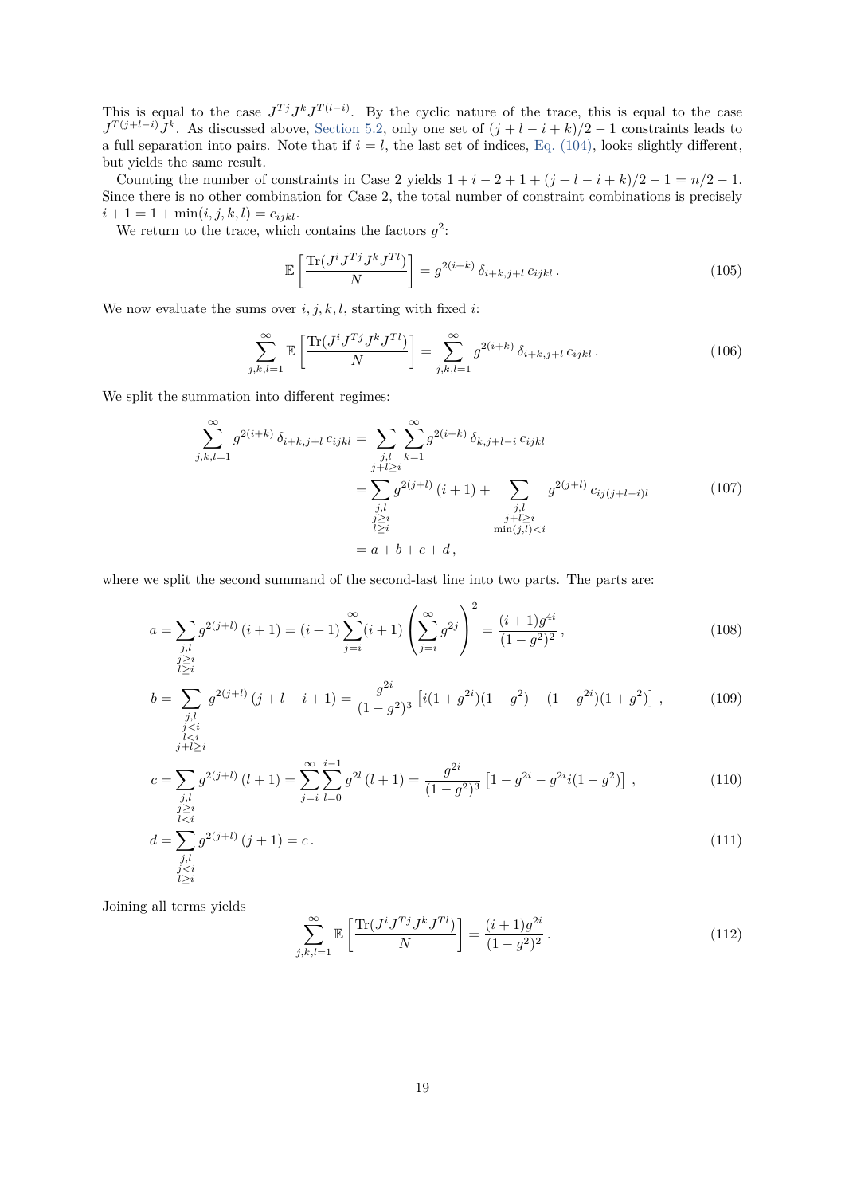This is equal to the case $J^{Tj} J^k J^{T(l-i)}$. By the cyclic nature of the trace, this is equal to the case $J^{T(j+l-i)} J^k$. As discussed above, Section 5.2, only one set of $(j+l-i+k)/2-1$ constraints leads to a full separation into pairs. Note that if $i=l$, the last set of indices, Eq. (104), looks slightly different, but yields the same result.

Counting the number of constraints in Case 2 yields $1+i-2+1+(j+l-i+k)/2-1 = n/2-1$. Since there is no other combination for Case 2, the total number of constraint combinations is precisely $i+1 = 1+\min(i,j,k,l) = c_{ijkl}$.

We return to the trace, which contains the factors $g^2$:

$$
\mathbb{E}\left[\frac{\mathrm{Tr}(J^i J^{Tj} J^k J^{Tl})}{N}\right] = g^{2(i+k)}\, \delta_{i+k,j+l}\, c_{ijkl}\,. \tag{105}
$$

We now evaluate the sums over $i,j,k,l$, starting with fixed $i$:

$$
\sum_{j,k,l=1}^{\infty} \mathbb{E}\left[\frac{\mathrm{Tr}(J^i J^{Tj} J^k J^{Tl})}{N}\right] = \sum_{j,k,l=1}^{\infty} g^{2(i+k)}\, \delta_{i+k,j+l}\, c_{ijkl}\,. \tag{106}
$$

We split the summation into different regimes:

$$
\begin{aligned}
\sum_{j,k,l=1}^{\infty} g^{2(i+k)}\, \delta_{i+k,j+l}\, c_{ijkl} &= \sum_{\substack{j,l \\ j+l\geq i}} \sum_{k=1}^{\infty} g^{2(i+k)}\, \delta_{k,j+l-i}\, c_{ijkl} \\
&= \sum_{\substack{j,l \\ j\geq i \\ l\geq i}} g^{2(j+l)}\,(i+1) + \sum_{\substack{j,l \\ j+l\geq i \\ \min(j,l)<i}} g^{2(j+l)}\, c_{ij(j+l-i)l} \\
&= a+b+c+d\,,
\end{aligned} \tag{107}
$$

where we split the second summand of the second-last line into two parts. The parts are:

$$
a = \sum_{\substack{j,l \\ j\geq i \\ l\geq i}} g^{2(j+l)}\,(i+1) = (i+1)\sum_{j=i}^{\infty}(i+1)\left(\sum_{j=i}^{\infty} g^{2j}\right)^2 = \frac{(i+1)g^{4i}}{(1-g^2)^2}\,, \tag{108}
$$

$$
b = \sum_{\substack{j,l \\ j<i \\ l<i \\ j+l\geq i}} g^{2(j+l)}\,(j+l-i+1) = \frac{g^{2i}}{(1-g^2)^3}\left[i(1+g^{2i})(1-g^2) - (1-g^{2i})(1+g^2)\right]\,, \tag{109}
$$

$$
c = \sum_{\substack{j,l \\ j\geq i \\ l<i}} g^{2(j+l)}\,(l+1) = \sum_{j=i}^{\infty}\sum_{l=0}^{i-1} g^{2l}\,(l+1) = \frac{g^{2i}}{(1-g^2)^3}\left[1-g^{2i}-g^{2i}i(1-g^2)\right]\,, \tag{110}
$$

$$
d = \sum_{\substack{j,l \\ j<i \\ l\geq i}} g^{2(j+l)}\,(j+1) = c\,. \tag{111}
$$

Joining all terms yields

$$
\sum_{j,k,l=1}^{\infty} \mathbb{E}\left[\frac{\mathrm{Tr}(J^i J^{Tj} J^k J^{Tl})}{N}\right] = \frac{(i+1)g^{2i}}{(1-g^2)^2}\,. \tag{112}
$$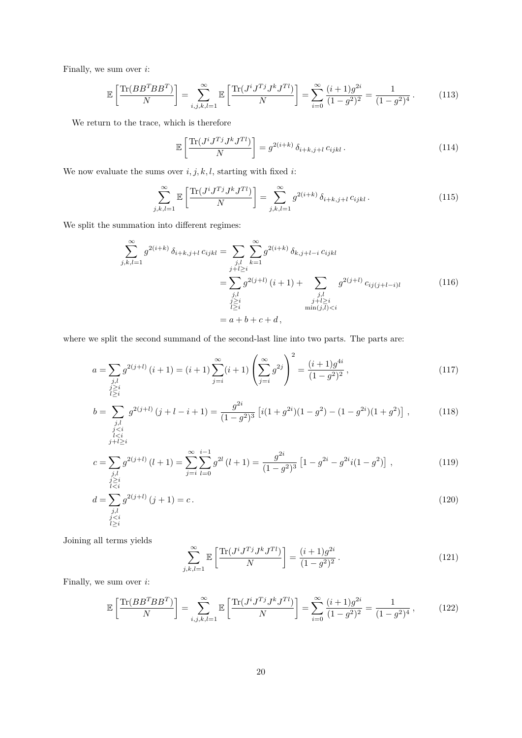Finally, we sum over $i$:

$$\mathbb{E}\left[\frac{\mathrm{Tr}(BB^TBB^T)}{N}\right] = \sum_{i,j,k,l=1}^{\infty} \mathbb{E}\left[\frac{\mathrm{Tr}(J^iJ^{Tj}J^kJ^{Tl})}{N}\right] = \sum_{i=0}^{\infty} \frac{(i+1)g^{2i}}{(1-g^2)^2} = \frac{1}{(1-g^2)^4}\,. \tag{113}$$

We return to the trace, which is therefore

$$\mathbb{E}\left[\frac{\mathrm{Tr}(J^iJ^{Tj}J^kJ^{Tl})}{N}\right] = g^{2(i+k)}\,\delta_{i+k,j+l}\,c_{ijkl}\,. \tag{114}$$

We now evaluate the sums over $i, j, k, l$, starting with fixed $i$:

$$\sum_{j,k,l=1}^{\infty} \mathbb{E}\left[\frac{\mathrm{Tr}(J^iJ^{Tj}J^kJ^{Tl})}{N}\right] = \sum_{j,k,l=1}^{\infty} g^{2(i+k)}\,\delta_{i+k,j+l}\,c_{ijkl}\,. \tag{115}$$

We split the summation into different regimes:

$$\begin{aligned}
\sum_{j,k,l=1}^{\infty} g^{2(i+k)}\,\delta_{i+k,j+l}\,c_{ijkl} &= \sum_{\substack{j,l \\ j+l\geq i}} \sum_{k=1}^{\infty} g^{2(i+k)}\,\delta_{k,j+l-i}\,c_{ijkl} \\
&= \sum_{\substack{j,l \\ j\geq i \\ l\geq i}} g^{2(j+l)}\,(i+1) + \sum_{\substack{j,l \\ j+l\geq i \\ \min(j,l)<i}} g^{2(j+l)}\,c_{ij(j+l-i)l} \\
&= a+b+c+d\,,
\end{aligned} \tag{116}$$

where we split the second summand of the second-last line into two parts. The parts are:

$$a = \sum_{\substack{j,l \\ j\geq i \\ l\geq i}} g^{2(j+l)}\,(i+1) = (i+1)\sum_{j=i}^{\infty}(i+1)\left(\sum_{j=i}^{\infty} g^{2j}\right)^2 = \frac{(i+1)g^{4i}}{(1-g^2)^2}\,, \tag{117}$$

$$b = \sum_{\substack{j,l \\ j<i \\ l<i \\ j+l\geq i}} g^{2(j+l)}\,(j+l-i+1) = \frac{g^{2i}}{(1-g^2)^3}\left[i(1+g^{2i})(1-g^2) - (1-g^{2i})(1+g^2)\right]\,, \tag{118}$$

$$c = \sum_{\substack{j,l \\ j\geq i \\ l<i}} g^{2(j+l)}\,(l+1) = \sum_{j=i}^{\infty}\sum_{l=0}^{i-1} g^{2l}\,(l+1) = \frac{g^{2i}}{(1-g^2)^3}\left[1-g^{2i}-g^{2i}i(1-g^2)\right]\,, \tag{119}$$

$$d = \sum_{\substack{j,l \\ j<i \\ l\geq i}} g^{2(j+l)}\,(j+1) = c\,. \tag{120}$$

Joining all terms yields

$$\sum_{j,k,l=1}^{\infty} \mathbb{E}\left[\frac{\mathrm{Tr}(J^iJ^{Tj}J^kJ^{Tl})}{N}\right] = \frac{(i+1)g^{2i}}{(1-g^2)^2}\,. \tag{121}$$

Finally, we sum over $i$:

$$\mathbb{E}\left[\frac{\mathrm{Tr}(BB^TBB^T)}{N}\right] = \sum_{i,j,k,l=1}^{\infty} \mathbb{E}\left[\frac{\mathrm{Tr}(J^iJ^{Tj}J^kJ^{Tl})}{N}\right] = \sum_{i=0}^{\infty} \frac{(i+1)g^{2i}}{(1-g^2)^2} = \frac{1}{(1-g^2)^4}\,, \tag{122}$$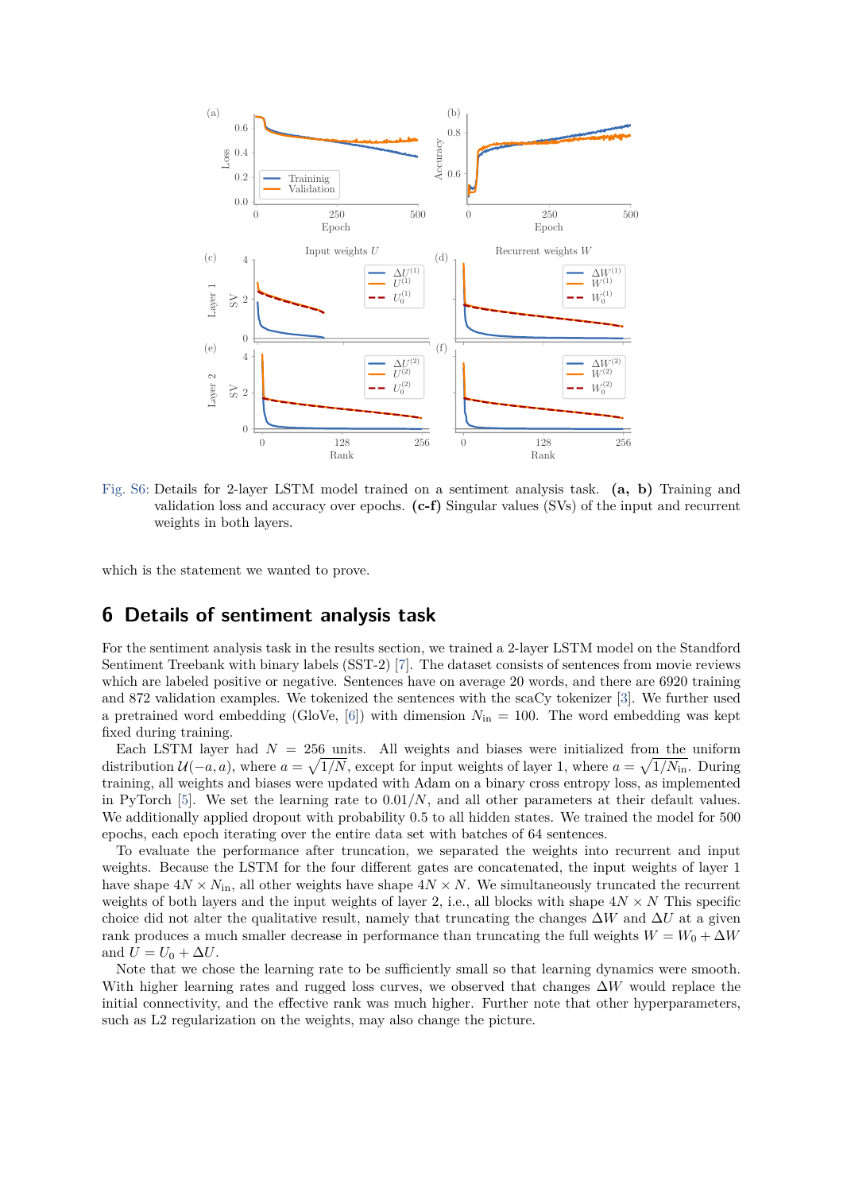Fig. S6: Details for 2-layer LSTM model trained on a sentiment analysis task. **(a, b)** Training and validation loss and accuracy over epochs. **(c-f)** Singular values (SVs) of the input and recurrent weights in both layers.

which is the statement we wanted to prove.

## 6 Details of sentiment analysis task

For the sentiment analysis task in the results section, we trained a 2-layer LSTM model on the Standford Sentiment Treebank with binary labels (SST-2) [7]. The dataset consists of sentences from movie reviews which are labeled positive or negative. Sentences have on average 20 words, and there are 6920 training and 872 validation examples. We tokenized the sentences with the scaCy tokenizer [3]. We further used a pretrained word embedding (GloVe, [6]) with dimension $N_{\text{in}} = 100$. The word embedding was kept fixed during training.

Each LSTM layer had $N = 256$ units. All weights and biases were initialized from the uniform distribution $\mathcal{U}(-a, a)$, where $a = \sqrt{1/N}$, except for input weights of layer 1, where $a = \sqrt{1/N_{\text{in}}}$. During training, all weights and biases were updated with Adam on a binary cross entropy loss, as implemented in PyTorch [5]. We set the learning rate to $0.01/N$, and all other parameters at their default values. We additionally applied dropout with probability 0.5 to all hidden states. We trained the model for 500 epochs, each epoch iterating over the entire data set with batches of 64 sentences.

To evaluate the performance after truncation, we separated the weights into recurrent and input weights. Because the LSTM for the four different gates are concatenated, the input weights of layer 1 have shape $4N \times N_{\text{in}}$, all other weights have shape $4N \times N$. We simultaneously truncated the recurrent weights of both layers and the input weights of layer 2, i.e., all blocks with shape $4N \times N$ This specific choice did not alter the qualitative result, namely that truncating the changes $\Delta W$ and $\Delta U$ at a given rank produces a much smaller decrease in performance than truncating the full weights $W = W_0 + \Delta W$ and $U = U_0 + \Delta U$.

Note that we chose the learning rate to be sufficiently small so that learning dynamics were smooth. With higher learning rates and rugged loss curves, we observed that changes $\Delta W$ would replace the initial connectivity, and the effective rank was much higher. Further note that other hyperparameters, such as L2 regularization on the weights, may also change the picture.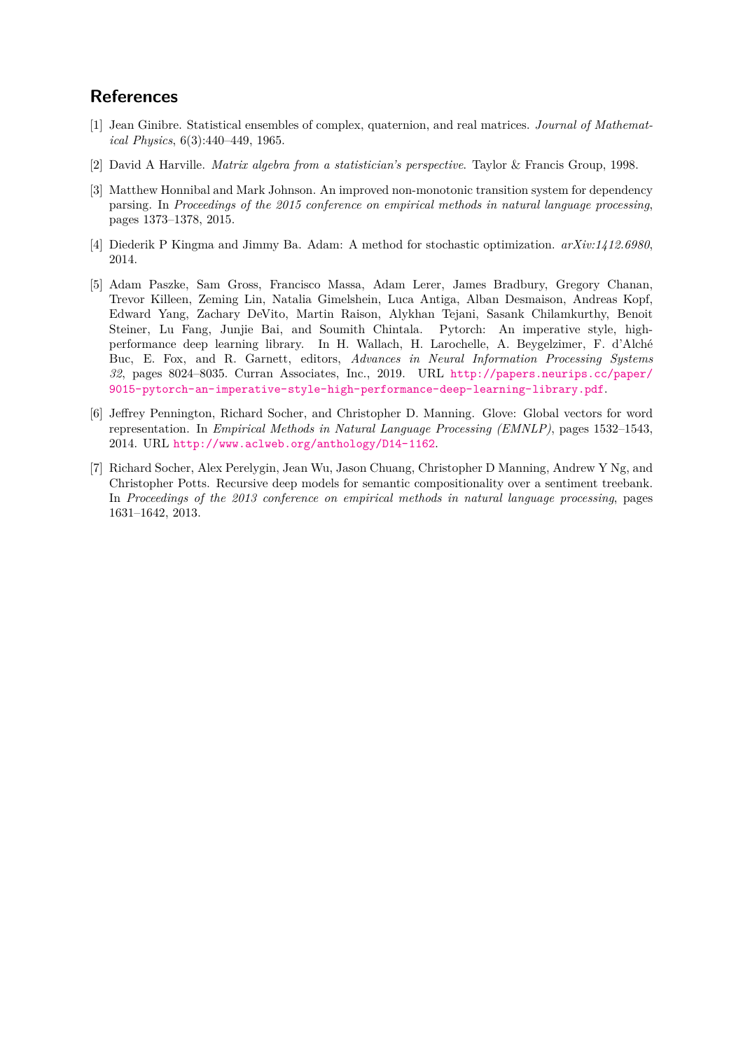## References

[1] Jean Ginibre. Statistical ensembles of complex, quaternion, and real matrices. *Journal of Mathematical Physics*, 6(3):440–449, 1965.

[2] David A Harville. *Matrix algebra from a statistician's perspective*. Taylor & Francis Group, 1998.

[3] Matthew Honnibal and Mark Johnson. An improved non-monotonic transition system for dependency parsing. In *Proceedings of the 2015 conference on empirical methods in natural language processing*, pages 1373–1378, 2015.

[4] Diederik P Kingma and Jimmy Ba. Adam: A method for stochastic optimization. *arXiv:1412.6980*, 2014.

[5] Adam Paszke, Sam Gross, Francisco Massa, Adam Lerer, James Bradbury, Gregory Chanan, Trevor Killeen, Zeming Lin, Natalia Gimelshein, Luca Antiga, Alban Desmaison, Andreas Kopf, Edward Yang, Zachary DeVito, Martin Raison, Alykhan Tejani, Sasank Chilamkurthy, Benoit Steiner, Lu Fang, Junjie Bai, and Soumith Chintala. Pytorch: An imperative style, high-performance deep learning library. In H. Wallach, H. Larochelle, A. Beygelzimer, F. d'Alché Buc, E. Fox, and R. Garnett, editors, *Advances in Neural Information Processing Systems 32*, pages 8024–8035. Curran Associates, Inc., 2019. URL http://papers.neurips.cc/paper/9015-pytorch-an-imperative-style-high-performance-deep-learning-library.pdf.

[6] Jeffrey Pennington, Richard Socher, and Christopher D. Manning. Glove: Global vectors for word representation. In *Empirical Methods in Natural Language Processing (EMNLP)*, pages 1532–1543, 2014. URL http://www.aclweb.org/anthology/D14-1162.

[7] Richard Socher, Alex Perelygin, Jean Wu, Jason Chuang, Christopher D Manning, Andrew Y Ng, and Christopher Potts. Recursive deep models for semantic compositionality over a sentiment treebank. In *Proceedings of the 2013 conference on empirical methods in natural language processing*, pages 1631–1642, 2013.